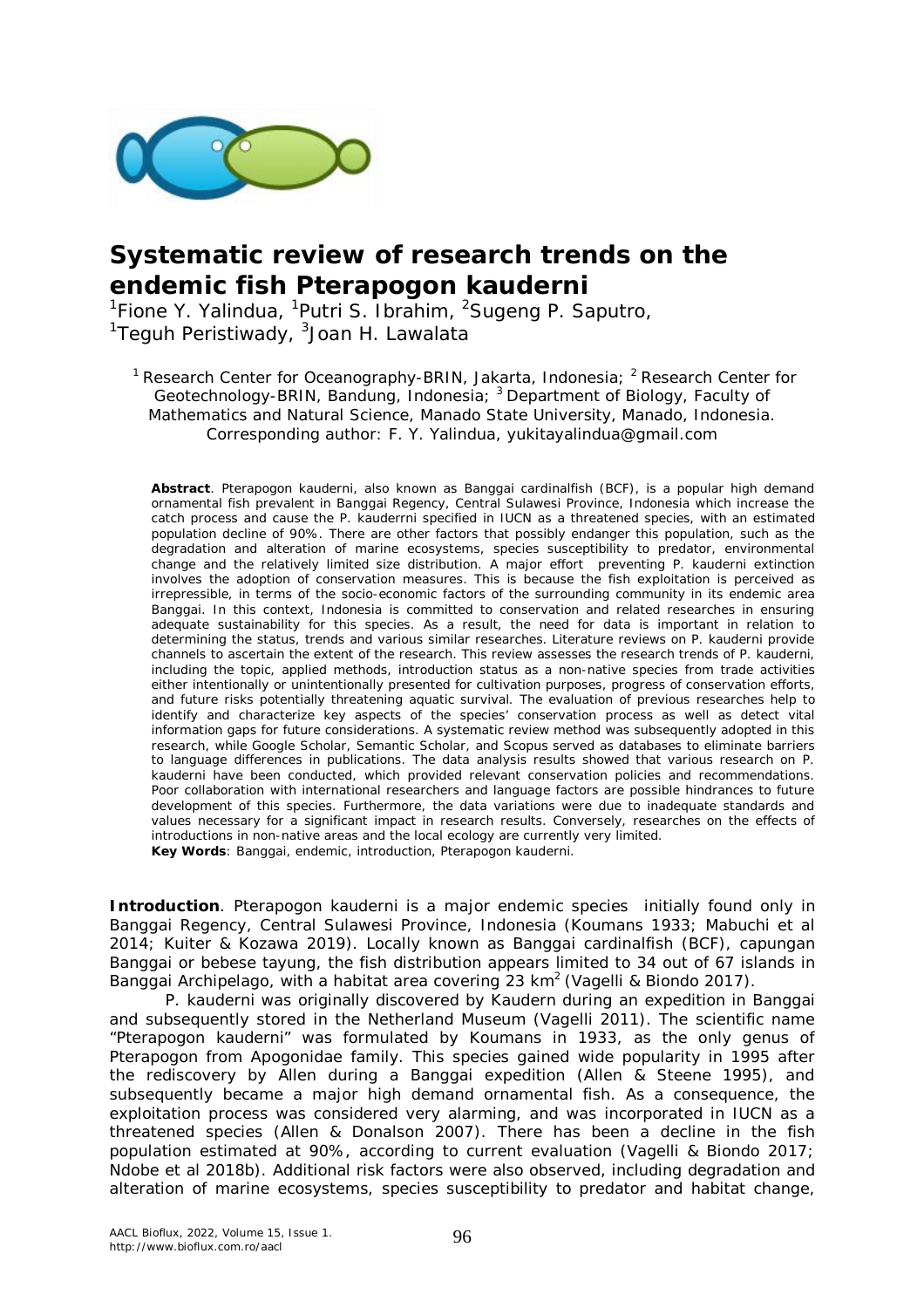# Systematic review of research trends on the endemic fish Pterapogon kauderni

[1]Fione Y. Yalindua, [1]Putri S. Ibrahim, [2]Sugeng P. Saputro, [1]Teguh Peristiwady, [3]Joan H. Lawalata

[1] Research Center for Oceanography-BRIN, Jakarta, Indonesia; [2] Research Center for Geotechnology-BRIN, Bandung, Indonesia; [3] Department of Biology, Faculty of Mathematics and Natural Science, Manado State University, Manado, Indonesia. Corresponding author: F. Y. Yalindua, yukitayalindua@gmail.com

**Abstract**. Pterapogon kauderni, also known as Banggai cardinalfish (BCF), is a popular high demand ornamental fish prevalent in Banggai Regency, Central Sulawesi Province, Indonesia which increase the catch process and cause the P. kauderrni specified in IUCN as a threatened species, with an estimated population decline of 90%. There are other factors that possibly endanger this population, such as the degradation and alteration of marine ecosystems, species susceptibility to predator, environmental change and the relatively limited size distribution. A major effort preventing P. kauderni extinction involves the adoption of conservation measures. This is because the fish exploitation is perceived as irrepressible, in terms of the socio-economic factors of the surrounding community in its endemic area Banggai. In this context, Indonesia is committed to conservation and related researches in ensuring adequate sustainability for this species. As a result, the need for data is important in relation to determining the status, trends and various similar researches. Literature reviews on P. kauderni provide channels to ascertain the extent of the research. This review assesses the research trends of P. kauderni, including the topic, applied methods, introduction status as a non-native species from trade activities either intentionally or unintentionally presented for cultivation purposes, progress of conservation efforts, and future risks potentially threatening aquatic survival. The evaluation of previous researches help to identify and characterize key aspects of the species' conservation process as well as detect vital information gaps for future considerations. A systematic review method was subsequently adopted in this research, while Google Scholar, Semantic Scholar, and Scopus served as databases to eliminate barriers to language differences in publications. The data analysis results showed that various research on P. kauderni have been conducted, which provided relevant conservation policies and recommendations. Poor collaboration with international researchers and language factors are possible hindrances to future development of this species. Furthermore, the data variations were due to inadequate standards and values necessary for a significant impact in research results. Conversely, researches on the effects of introductions in non-native areas and the local ecology are currently very limited.

**Key Words**: Banggai, endemic, introduction, Pterapogon kauderni.

**Introduction**. Pterapogon kauderni is a major endemic species initially found only in Banggai Regency, Central Sulawesi Province, Indonesia (Koumans 1933; Mabuchi et al 2014; Kuiter & Kozawa 2019). Locally known as Banggai cardinalfish (BCF), capungan Banggai or bebese tayung, the fish distribution appears limited to 34 out of 67 islands in Banggai Archipelago, with a habitat area covering 23 km$^2$ (Vagelli & Biondo 2017).

P. kauderni was originally discovered by Kaudern during an expedition in Banggai and subsequently stored in the Netherland Museum (Vagelli 2011). The scientific name "Pterapogon kauderni" was formulated by Koumans in 1933, as the only genus of Pterapogon from Apogonidae family. This species gained wide popularity in 1995 after the rediscovery by Allen during a Banggai expedition (Allen & Steene 1995), and subsequently became a major high demand ornamental fish. As a consequence, the exploitation process was considered very alarming, and was incorporated in IUCN as a threatened species (Allen & Donalson 2007). There has been a decline in the fish population estimated at 90%, according to current evaluation (Vagelli & Biondo 2017; Ndobe et al 2018b). Additional risk factors were also observed, including degradation and alteration of marine ecosystems, species susceptibility to predator and habitat change,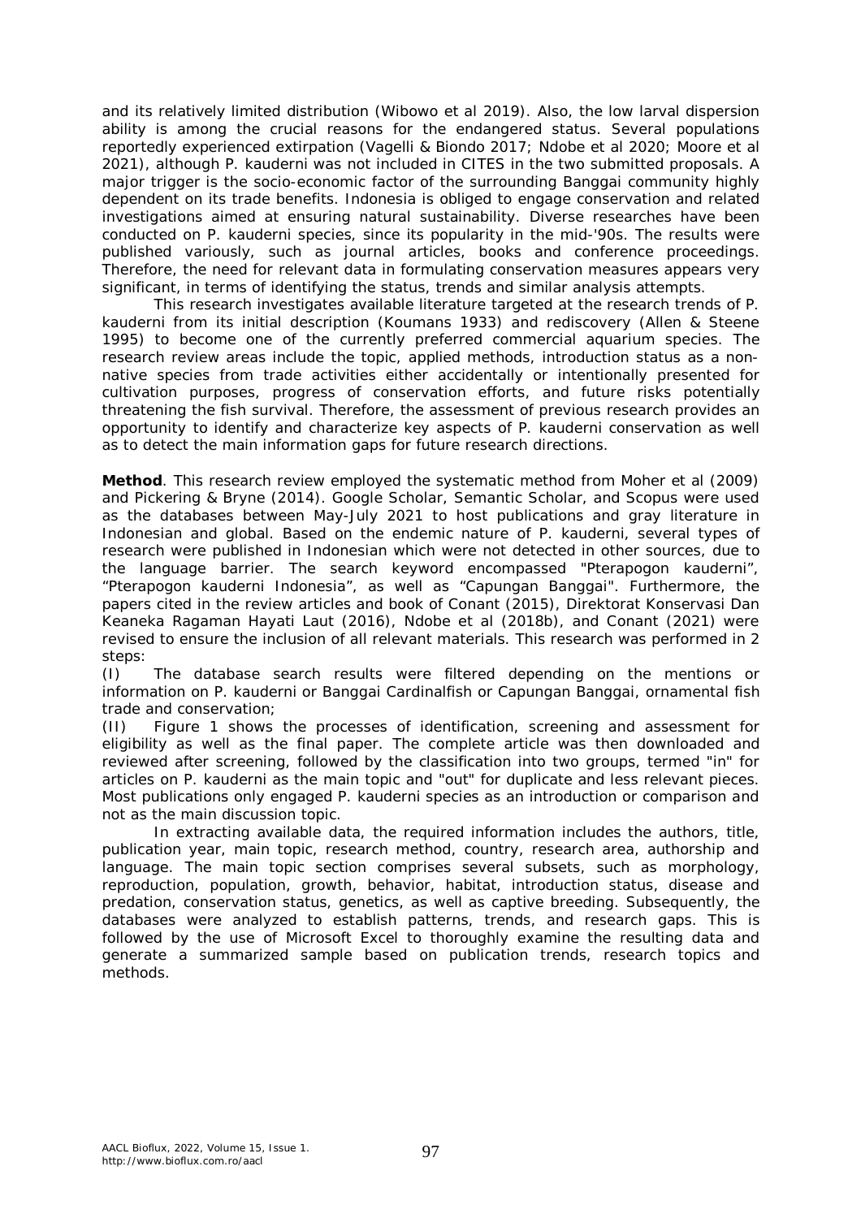and its relatively limited distribution (Wibowo et al 2019). Also, the low larval dispersion ability is among the crucial reasons for the endangered status. Several populations reportedly experienced extirpation (Vagelli & Biondo 2017; Ndobe et al 2020; Moore et al 2021), although *P. kauderni* was not included in CITES in the two submitted proposals. A major trigger is the socio-economic factor of the surrounding Banggai community highly dependent on its trade benefits. Indonesia is obliged to engage conservation and related investigations aimed at ensuring natural sustainability. Diverse researches have been conducted on *P. kauderni* species, since its popularity in the mid-'90s. The results were published variously, such as journal articles, books and conference proceedings. Therefore, the need for relevant data in formulating conservation measures appears very significant, in terms of identifying the status, trends and similar analysis attempts.

This research investigates available literature targeted at the research trends of *P. kauderni* from its initial description (Koumans 1933) and rediscovery (Allen & Steene 1995) to become one of the currently preferred commercial aquarium species. The research review areas include the topic, applied methods, introduction status as a non-native species from trade activities either accidentally or intentionally presented for cultivation purposes, progress of conservation efforts, and future risks potentially threatening the fish survival. Therefore, the assessment of previous research provides an opportunity to identify and characterize key aspects of *P. kauderni* conservation as well as to detect the main information gaps for future research directions.

**Method**. This research review employed the systematic method from Moher et al (2009) and Pickering & Bryne (2014). Google Scholar, Semantic Scholar, and Scopus were used as the databases between May-July 2021 to host publications and gray literature in Indonesian and global. Based on the endemic nature of *P. kauderni*, several types of research were published in Indonesian which were not detected in other sources, due to the language barrier. The search keyword encompassed "Pterapogon kauderni", "Pterapogon kauderni Indonesia", as well as "Capungan Banggai". Furthermore, the papers cited in the review articles and book of Conant (2015), Direktorat Konservasi Dan Keaneka Ragaman Hayati Laut (2016), Ndobe et al (2018b), and Conant (2021) were revised to ensure the inclusion of all relevant materials. This research was performed in 2 steps:

(I) The database search results were filtered depending on the mentions or information on *P. kauderni* or Banggai Cardinalfish or Capungan Banggai, ornamental fish trade and conservation;

(II) Figure 1 shows the processes of identification, screening and assessment for eligibility as well as the final paper. The complete article was then downloaded and reviewed after screening, followed by the classification into two groups, termed "in" for articles on *P. kauderni* as the main topic and "out" for duplicate and less relevant pieces. Most publications only engaged *P. kauderni* species as an introduction or comparison and not as the main discussion topic.

In extracting available data, the required information includes the authors, title, publication year, main topic, research method, country, research area, authorship and language. The main topic section comprises several subsets, such as morphology, reproduction, population, growth, behavior, habitat, introduction status, disease and predation, conservation status, genetics, as well as captive breeding. Subsequently, the databases were analyzed to establish patterns, trends, and research gaps. This is followed by the use of Microsoft Excel to thoroughly examine the resulting data and generate a summarized sample based on publication trends, research topics and methods.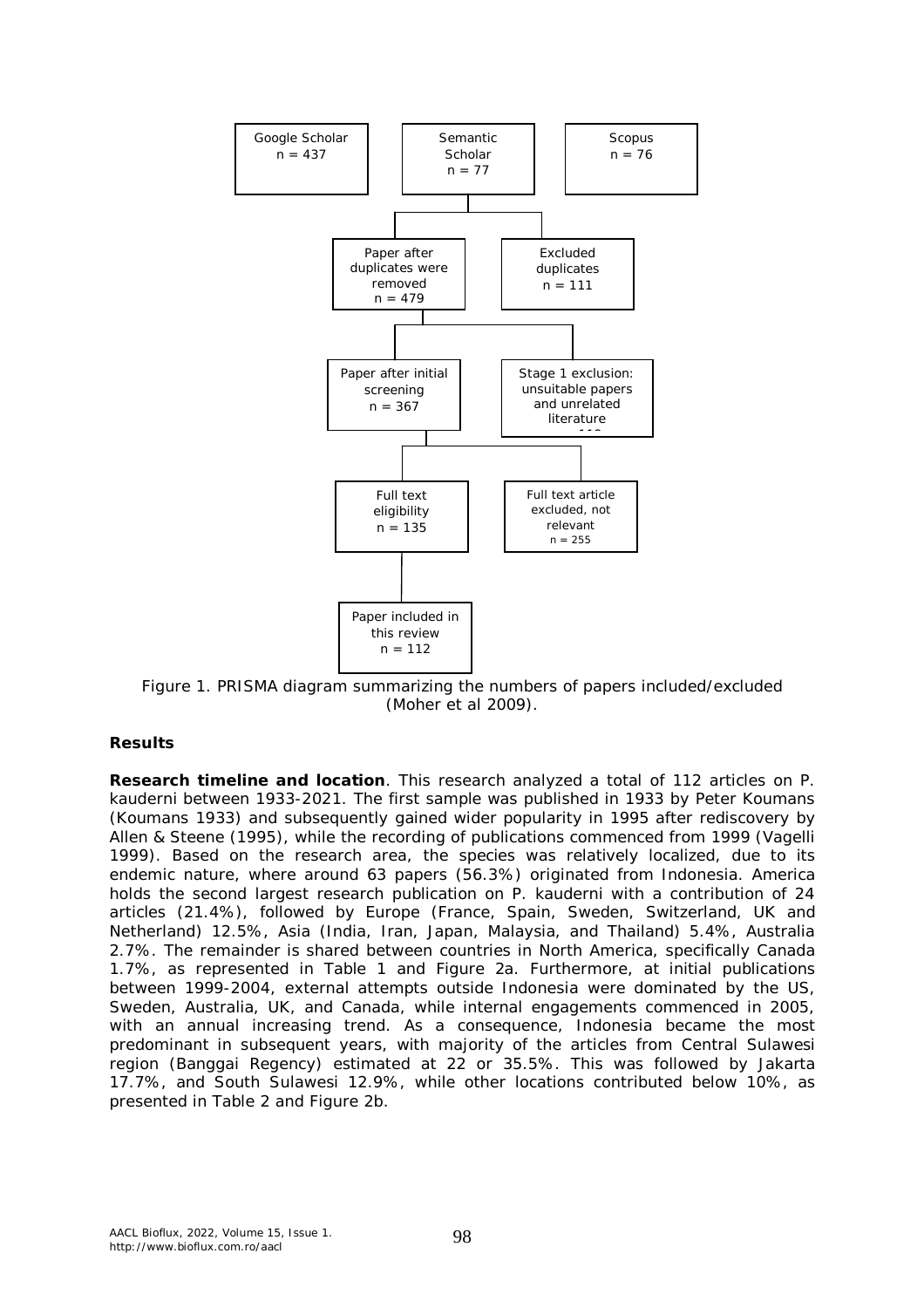Google Scholar
n = 437

Semantic Scholar
n = 77

Scopus
n = 76

Paper after duplicates were removed
n = 479

Excluded duplicates
n = 111

Paper after initial screening
n = 367

Stage 1 exclusion: unsuitable papers and unrelated literature

Full text eligibility
n = 135

Full text article excluded, not relevant
n = 255

Paper included in this review
n = 112

Figure 1. PRISMA diagram summarizing the numbers of papers included/excluded (Moher et al 2009).

## Results

**Research timeline and location**. This research analyzed a total of 112 articles on P. kauderni between 1933-2021. The first sample was published in 1933 by Peter Koumans (Koumans 1933) and subsequently gained wider popularity in 1995 after rediscovery by Allen & Steene (1995), while the recording of publications commenced from 1999 (Vagelli 1999). Based on the research area, the species was relatively localized, due to its endemic nature, where around 63 papers (56.3%) originated from Indonesia. America holds the second largest research publication on P. kauderni with a contribution of 24 articles (21.4%), followed by Europe (France, Spain, Sweden, Switzerland, UK and Netherland) 12.5%, Asia (India, Iran, Japan, Malaysia, and Thailand) 5.4%, Australia 2.7%. The remainder is shared between countries in North America, specifically Canada 1.7%, as represented in Table 1 and Figure 2a. Furthermore, at initial publications between 1999-2004, external attempts outside Indonesia were dominated by the US, Sweden, Australia, UK, and Canada, while internal engagements commenced in 2005, with an annual increasing trend. As a consequence, Indonesia became the most predominant in subsequent years, with majority of the articles from Central Sulawesi region (Banggai Regency) estimated at 22 or 35.5%. This was followed by Jakarta 17.7%, and South Sulawesi 12.9%, while other locations contributed below 10%, as presented in Table 2 and Figure 2b.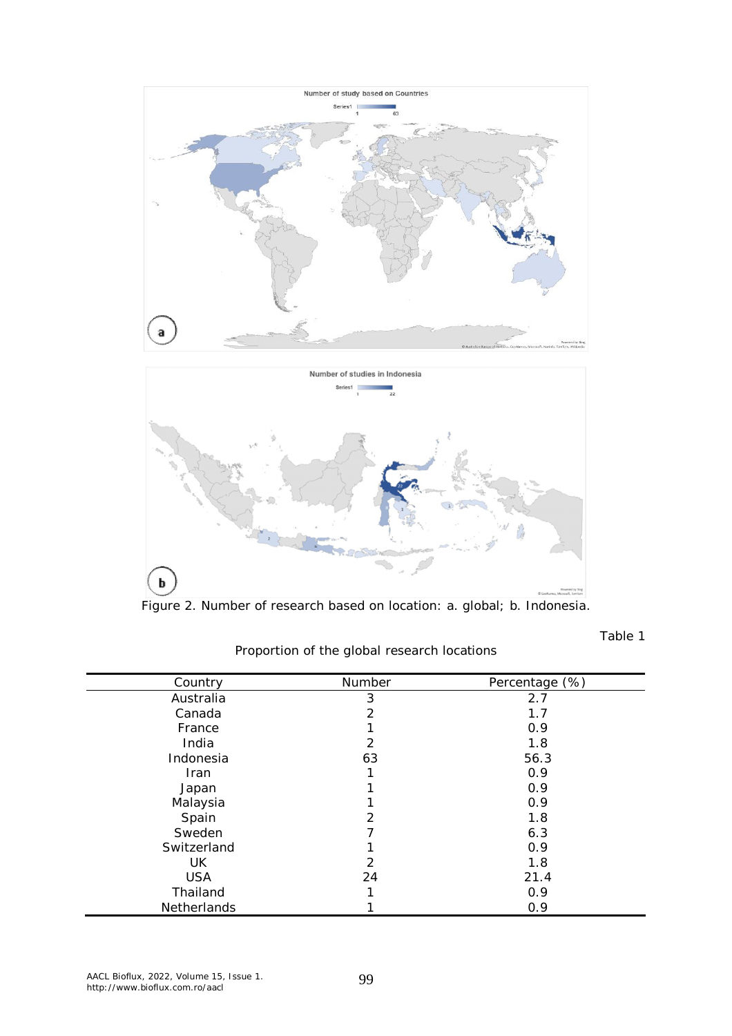Number of study based on Countries

Series1

1 63

Number of studies in Indonesia

Series1

1 22

Figure 2. Number of research based on location: a. global; b. Indonesia.

Table 1

Proportion of the global research locations

| Country | Number | Percentage (%) |
| --- | --- | --- |
| Australia | 3 | 2.7 |
| Canada | 2 | 1.7 |
| France | 1 | 0.9 |
| India | 2 | 1.8 |
| Indonesia | 63 | 56.3 |
| Iran | 1 | 0.9 |
| Japan | 1 | 0.9 |
| Malaysia | 1 | 0.9 |
| Spain | 2 | 1.8 |
| Sweden | 7 | 6.3 |
| Switzerland | 1 | 0.9 |
| UK | 2 | 1.8 |
| USA | 24 | 21.4 |
| Thailand | 1 | 0.9 |
| Netherlands | 1 | 0.9 |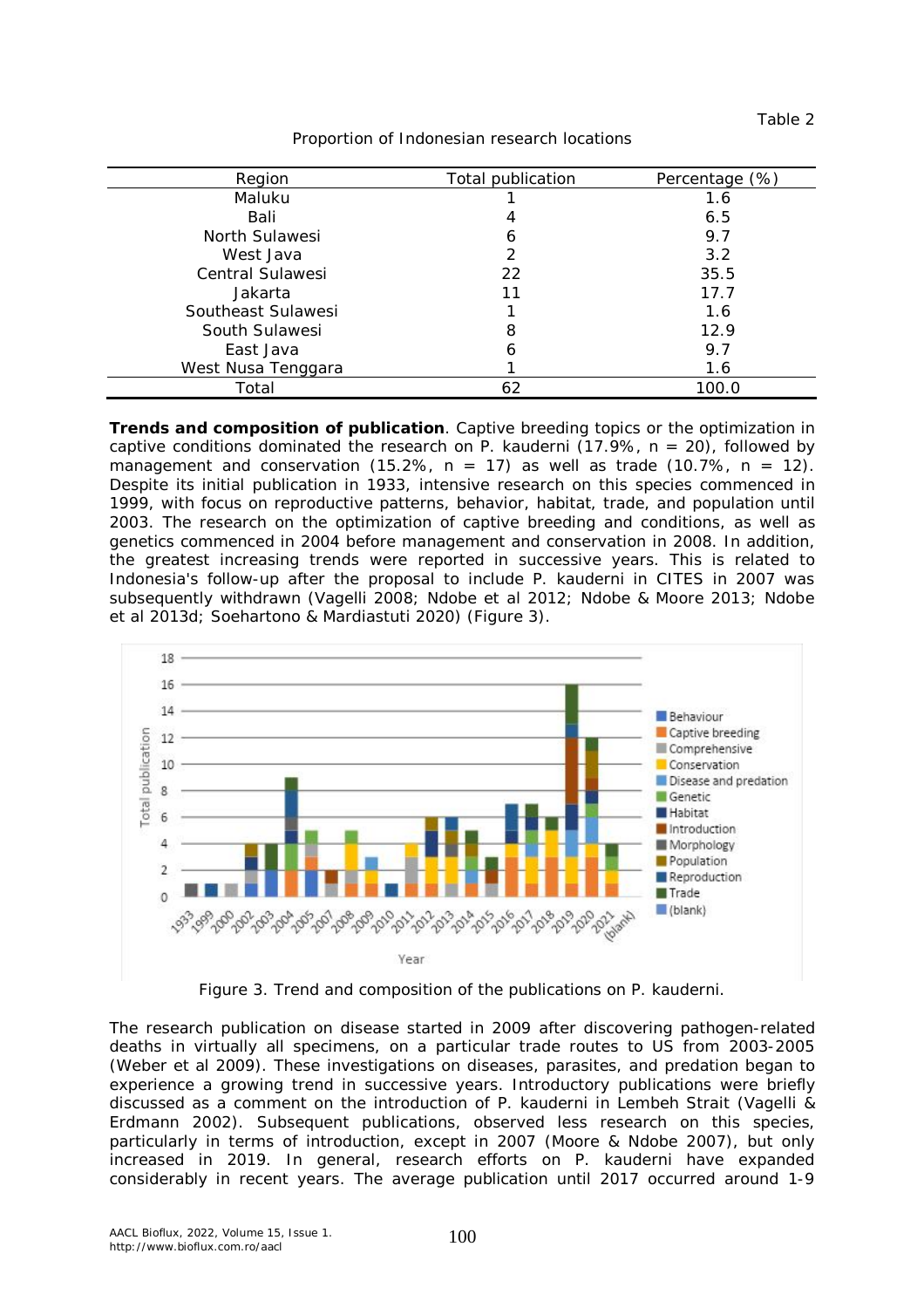Table 2

Proportion of Indonesian research locations

| Region | Total publication | Percentage (%) |
|---|---|---|
| Maluku | 1 | 1.6 |
| Bali | 4 | 6.5 |
| North Sulawesi | 6 | 9.7 |
| West Java | 2 | 3.2 |
| Central Sulawesi | 22 | 35.5 |
| Jakarta | 11 | 17.7 |
| Southeast Sulawesi | 1 | 1.6 |
| South Sulawesi | 8 | 12.9 |
| East Java | 6 | 9.7 |
| West Nusa Tenggara | 1 | 1.6 |
| Total | 62 | 100.0 |

**Trends and composition of publication**. Captive breeding topics or the optimization in captive conditions dominated the research on P. kauderni (17.9%, n = 20), followed by management and conservation (15.2%, n = 17) as well as trade (10.7%, n = 12). Despite its initial publication in 1933, intensive research on this species commenced in 1999, with focus on reproductive patterns, behavior, habitat, trade, and population until 2003. The research on the optimization of captive breeding and conditions, as well as genetics commenced in 2004 before management and conservation in 2008. In addition, the greatest increasing trends were reported in successive years. This is related to Indonesia's follow-up after the proposal to include P. kauderni in CITES in 2007 was subsequently withdrawn (Vagelli 2008; Ndobe et al 2012; Ndobe & Moore 2013; Ndobe et al 2013d; Soehartono & Mardiastuti 2020) (Figure 3).

Total publication
18
16
14
12
10
8
6
4
2
0
1933 1999 2000 2002 2003 2004 2005 2007 2008 2009 2010 2011 2012 2013 2014 2015 2016 2017 2018 2019 2020 2021 (blank)
Year
Behaviour
Captive breeding
Comprehensive
Conservation
Disease and predation
Genetic
Habitat
Introduction
Morphology
Population
Reproduction
Trade
(blank)

Figure 3. Trend and composition of the publications on P. kauderni.

The research publication on disease started in 2009 after discovering pathogen-related deaths in virtually all specimens, on a particular trade routes to US from 2003-2005 (Weber et al 2009). These investigations on diseases, parasites, and predation began to experience a growing trend in successive years. Introductory publications were briefly discussed as a comment on the introduction of P. kauderni in Lembeh Strait (Vagelli & Erdmann 2002). Subsequent publications, observed less research on this species, particularly in terms of introduction, except in 2007 (Moore & Ndobe 2007), but only increased in 2019. In general, research efforts on P. kauderni have expanded considerably in recent years. The average publication until 2017 occurred around 1-9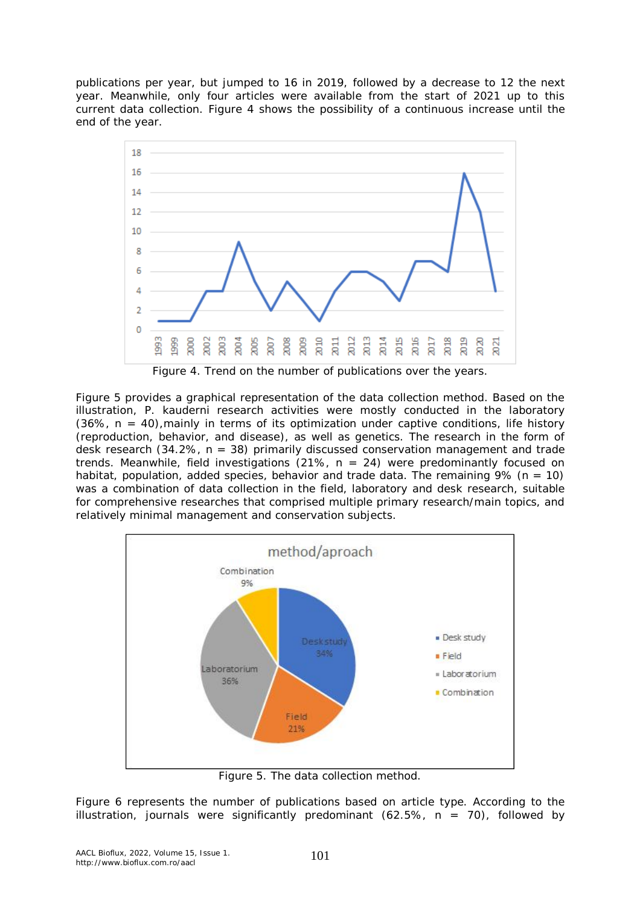publications per year, but jumped to 16 in 2019, followed by a decrease to 12 the next year. Meanwhile, only four articles were available from the start of 2021 up to this current data collection. Figure 4 shows the possibility of a continuous increase until the end of the year.

18
16
14
12
10
8
6
4
2
0

1993
1999
2000
2002
2003
2004
2005
2007
2008
2009
2010
2011
2012
2013
2014
2015
2016
2017
2018
2019
2020
2021

Figure 4. Trend on the number of publications over the years.

Figure 5 provides a graphical representation of the data collection method. Based on the illustration, P. kauderni research activities were mostly conducted in the laboratory (36%, n = 40),mainly in terms of its optimization under captive conditions, life history (reproduction, behavior, and disease), as well as genetics. The research in the form of desk research (34.2%, n = 38) primarily discussed conservation management and trade trends. Meanwhile, field investigations (21%, n = 24) were predominantly focused on habitat, population, added species, behavior and trade data. The remaining 9% (n = 10) was a combination of data collection in the field, laboratory and desk research, suitable for comprehensive researches that comprised multiple primary research/main topics, and relatively minimal management and conservation subjects.

method/aproach

Combination
9%

Desk study
34%

Laboratorium
36%

Field
21%

Desk study
Field
Laboratorium
Combination

Figure 5. The data collection method.

Figure 6 represents the number of publications based on article type. According to the illustration, journals were significantly predominant (62.5%, n = 70), followed by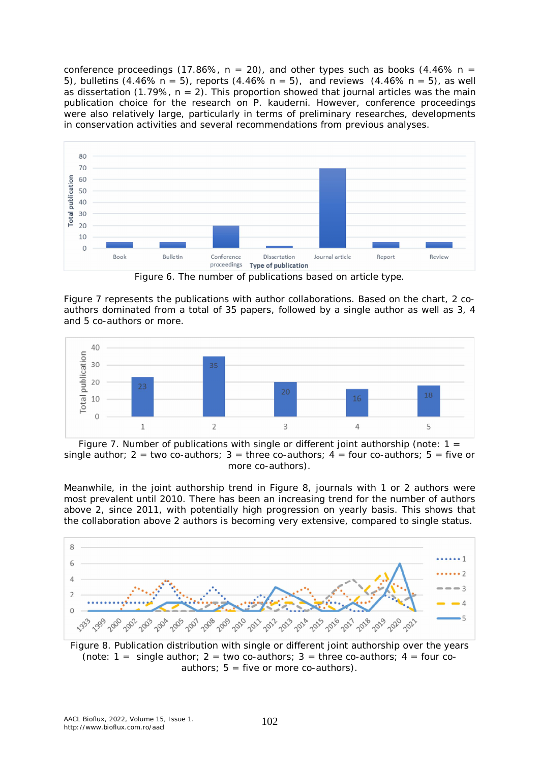conference proceedings (17.86%, n = 20), and other types such as books (4.46% n = 5), bulletins (4.46% n = 5), reports (4.46% n = 5), and reviews (4.46% n = 5), as well as dissertation (1.79%, n = 2). This proportion showed that journal articles was the main publication choice for the research on P. kauderni. However, conference proceedings were also relatively large, particularly in terms of preliminary researches, developments in conservation activities and several recommendations from previous analyses.

Total publication

80
70
60
50
40
30
20
10
0

Book
Bulletin
Conference proceedings
Dissertation
Journal article
Report
Review

Type of publication

Figure 6. The number of publications based on article type.

Figure 7 represents the publications with author collaborations. Based on the chart, 2 co-authors dominated from a total of 35 papers, followed by a single author as well as 3, 4 and 5 co-authors or more.

Total publication

40
30
20
10
0

23
35
20
16
18

1
2
3
4
5

Figure 7. Number of publications with single or different joint authorship (note: 1 = single author; 2 = two co-authors; 3 = three co-authors; 4 = four co-authors; 5 = five or more co-authors).

Meanwhile, in the joint authorship trend in Figure 8, journals with 1 or 2 authors were most prevalent until 2010. There has been an increasing trend for the number of authors above 2, since 2011, with potentially high progression on yearly basis. This shows that the collaboration above 2 authors is becoming very extensive, compared to single status.

8
6
4
2
0

1933
1999
2000
2002
2003
2004
2005
2007
2008
2009
2010
2011
2012
2013
2014
2015
2016
2017
2018
2019
2020
2021

1
2
3
4
5

Figure 8. Publication distribution with single or different joint authorship over the years (note: 1 = single author; 2 = two co-authors; 3 = three co-authors; 4 = four co-authors; 5 = five or more co-authors).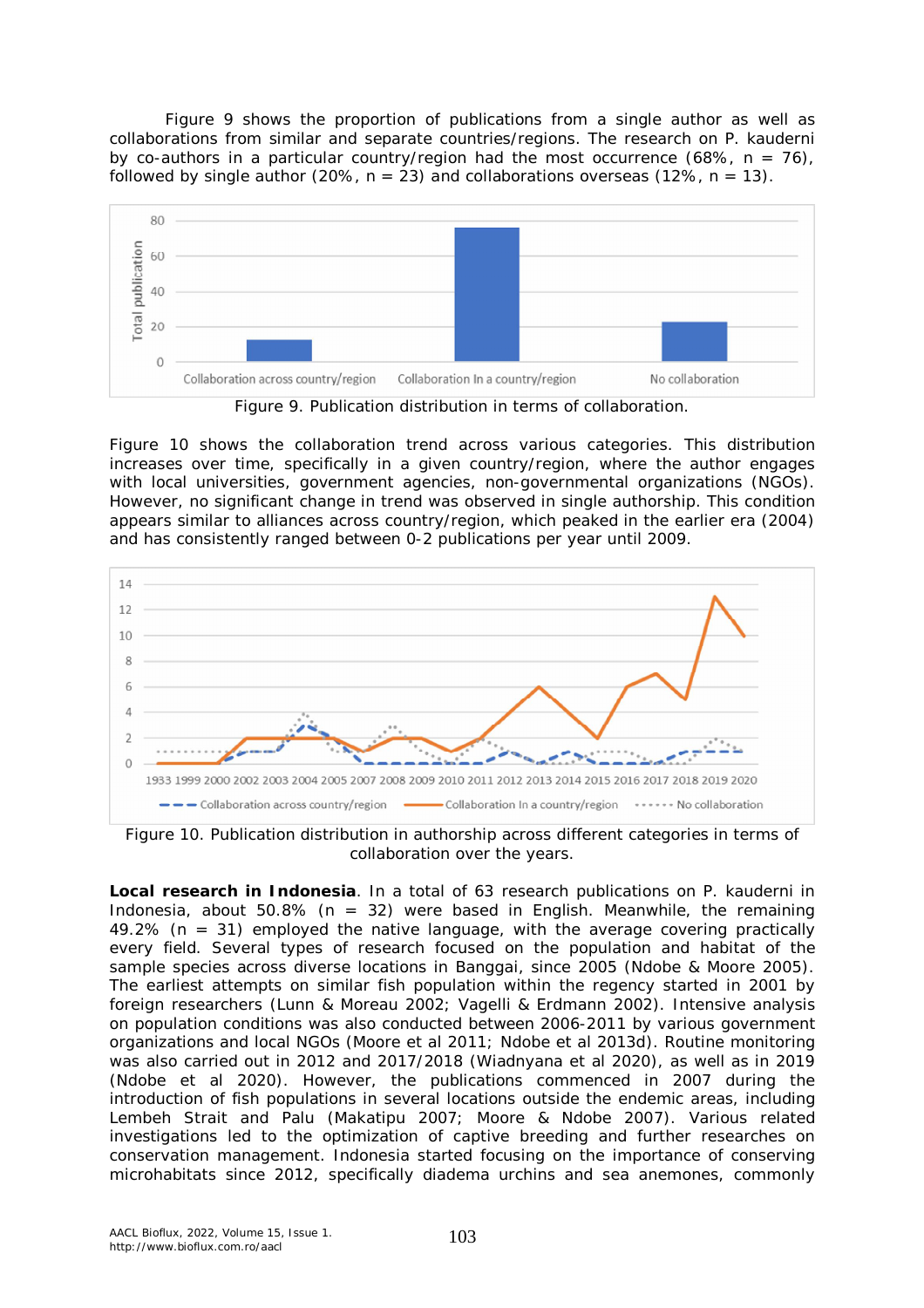Figure 9 shows the proportion of publications from a single author as well as collaborations from similar and separate countries/regions. The research on P. kauderni by co-authors in a particular country/region had the most occurrence (68%, n = 76), followed by single author (20%, n = 23) and collaborations overseas (12%, n = 13).

Total publication
80
60
40
20
0
Collaboration across country/region
Collaboration In a country/region
No collaboration

Figure 9. Publication distribution in terms of collaboration.

Figure 10 shows the collaboration trend across various categories. This distribution increases over time, specifically in a given country/region, where the author engages with local universities, government agencies, non-governmental organizations (NGOs). However, no significant change in trend was observed in single authorship. This condition appears similar to alliances across country/region, which peaked in the earlier era (2004) and has consistently ranged between 0-2 publications per year until 2009.

14
12
10
8
6
4
2
0
1933 1999 2000 2002 2003 2004 2005 2007 2008 2009 2010 2011 2012 2013 2014 2015 2016 2017 2018 2019 2020
Collaboration across country/region
Collaboration In a country/region
No collaboration

Figure 10. Publication distribution in authorship across different categories in terms of collaboration over the years.

**Local research in Indonesia**. In a total of 63 research publications on P. kauderni in Indonesia, about 50.8% (n = 32) were based in English. Meanwhile, the remaining 49.2% (n = 31) employed the native language, with the average covering practically every field. Several types of research focused on the population and habitat of the sample species across diverse locations in Banggai, since 2005 (Ndobe & Moore 2005). The earliest attempts on similar fish population within the regency started in 2001 by foreign researchers (Lunn & Moreau 2002; Vagelli & Erdmann 2002). Intensive analysis on population conditions was also conducted between 2006-2011 by various government organizations and local NGOs (Moore et al 2011; Ndobe et al 2013d). Routine monitoring was also carried out in 2012 and 2017/2018 (Wiadnyana et al 2020), as well as in 2019 (Ndobe et al 2020). However, the publications commenced in 2007 during the introduction of fish populations in several locations outside the endemic areas, including Lembeh Strait and Palu (Makatipu 2007; Moore & Ndobe 2007). Various related investigations led to the optimization of captive breeding and further researches on conservation management. Indonesia started focusing on the importance of conserving microhabitats since 2012, specifically diadema urchins and sea anemones, commonly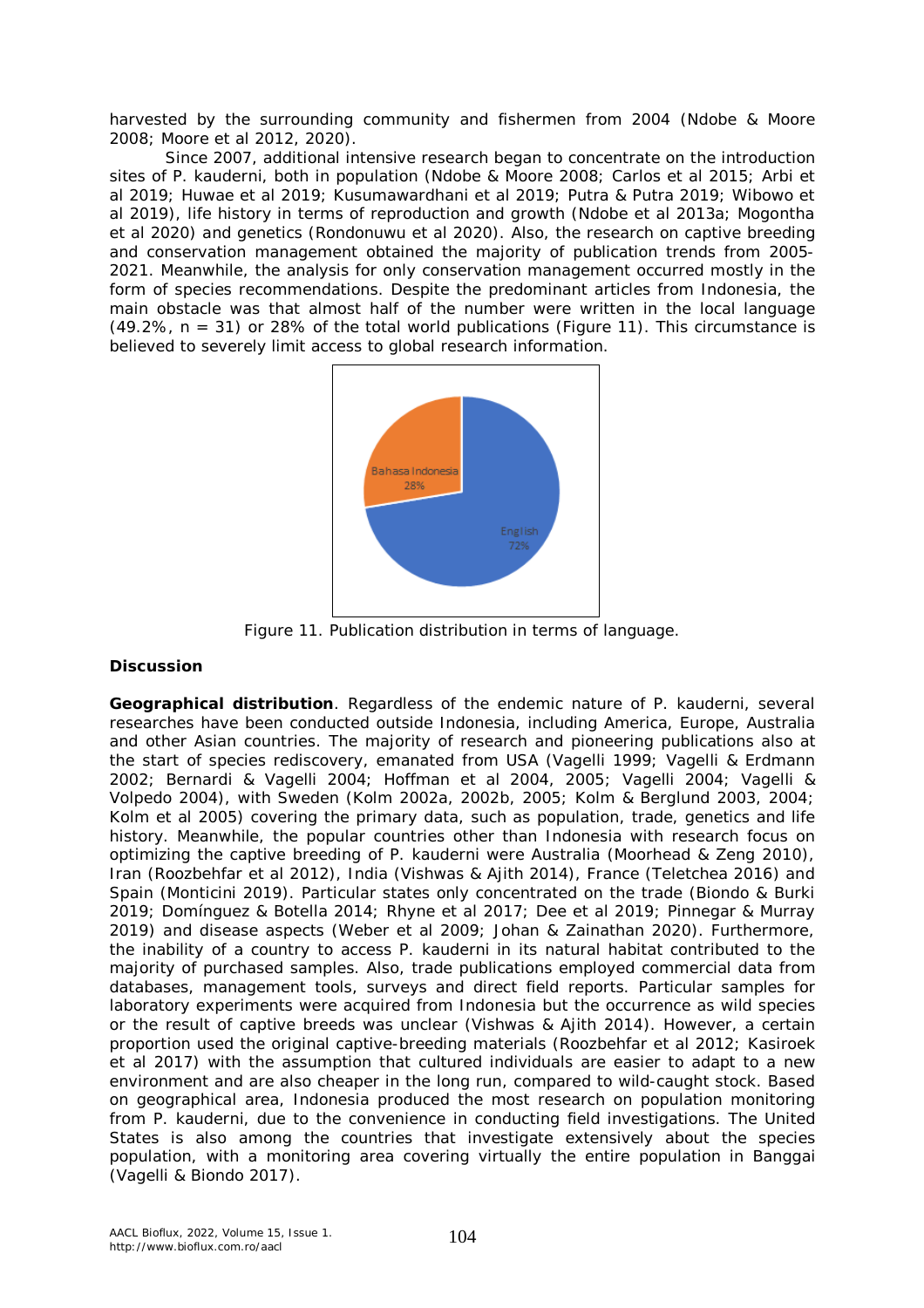harvested by the surrounding community and fishermen from 2004 (Ndobe & Moore 2008; Moore et al 2012, 2020).

Since 2007, additional intensive research began to concentrate on the introduction sites of P. kauderni, both in population (Ndobe & Moore 2008; Carlos et al 2015; Arbi et al 2019; Huwae et al 2019; Kusumawardhani et al 2019; Putra & Putra 2019; Wibowo et al 2019), life history in terms of reproduction and growth (Ndobe et al 2013a; Mogontha et al 2020) and genetics (Rondonuwu et al 2020). Also, the research on captive breeding and conservation management obtained the majority of publication trends from 2005-2021. Meanwhile, the analysis for only conservation management occurred mostly in the form of species recommendations. Despite the predominant articles from Indonesia, the main obstacle was that almost half of the number were written in the local language (49.2%, n = 31) or 28% of the total world publications (Figure 11). This circumstance is believed to severely limit access to global research information.

Bahasa Indonesia
28%

English
72%

Figure 11. Publication distribution in terms of language.

## Discussion

**Geographical distribution**. Regardless of the endemic nature of P. kauderni, several researches have been conducted outside Indonesia, including America, Europe, Australia and other Asian countries. The majority of research and pioneering publications also at the start of species rediscovery, emanated from USA (Vagelli 1999; Vagelli & Erdmann 2002; Bernardi & Vagelli 2004; Hoffman et al 2004, 2005; Vagelli 2004; Vagelli & Volpedo 2004), with Sweden (Kolm 2002a, 2002b, 2005; Kolm & Berglund 2003, 2004; Kolm et al 2005) covering the primary data, such as population, trade, genetics and life history. Meanwhile, the popular countries other than Indonesia with research focus on optimizing the captive breeding of P. kauderni were Australia (Moorhead & Zeng 2010), Iran (Roozbehfar et al 2012), India (Vishwas & Ajith 2014), France (Teletchea 2016) and Spain (Monticini 2019). Particular states only concentrated on the trade (Biondo & Burki 2019; Domínguez & Botella 2014; Rhyne et al 2017; Dee et al 2019; Pinnegar & Murray 2019) and disease aspects (Weber et al 2009; Johan & Zainathan 2020). Furthermore, the inability of a country to access P. kauderni in its natural habitat contributed to the majority of purchased samples. Also, trade publications employed commercial data from databases, management tools, surveys and direct field reports. Particular samples for laboratory experiments were acquired from Indonesia but the occurrence as wild species or the result of captive breeds was unclear (Vishwas & Ajith 2014). However, a certain proportion used the original captive-breeding materials (Roozbehfar et al 2012; Kasiroek et al 2017) with the assumption that cultured individuals are easier to adapt to a new environment and are also cheaper in the long run, compared to wild-caught stock. Based on geographical area, Indonesia produced the most research on population monitoring from P. kauderni, due to the convenience in conducting field investigations. The United States is also among the countries that investigate extensively about the species population, with a monitoring area covering virtually the entire population in Banggai (Vagelli & Biondo 2017).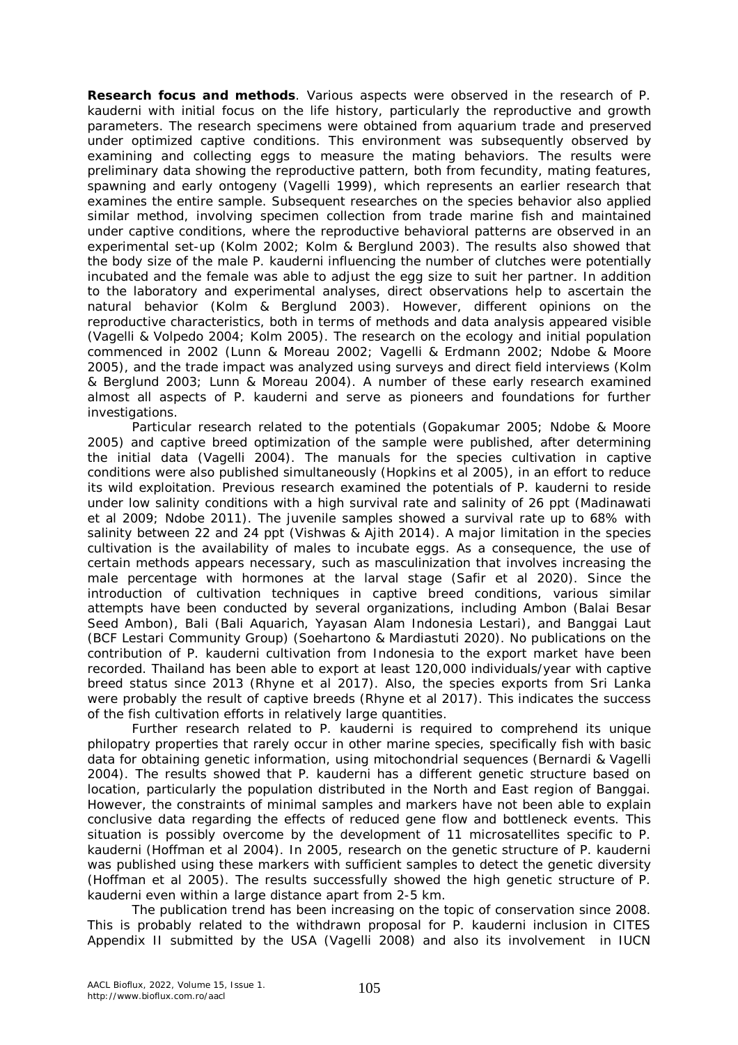**Research focus and methods**. Various aspects were observed in the research of *P. kauderni* with initial focus on the life history, particularly the reproductive and growth parameters. The research specimens were obtained from aquarium trade and preserved under optimized captive conditions. This environment was subsequently observed by examining and collecting eggs to measure the mating behaviors. The results were preliminary data showing the reproductive pattern, both from fecundity, mating features, spawning and early ontogeny (Vagelli 1999), which represents an earlier research that examines the entire sample. Subsequent researches on the species behavior also applied similar method, involving specimen collection from trade marine fish and maintained under captive conditions, where the reproductive behavioral patterns are observed in an experimental set-up (Kolm 2002; Kolm & Berglund 2003). The results also showed that the body size of the male *P. kauderni* influencing the number of clutches were potentially incubated and the female was able to adjust the egg size to suit her partner. In addition to the laboratory and experimental analyses, direct observations help to ascertain the natural behavior (Kolm & Berglund 2003). However, different opinions on the reproductive characteristics, both in terms of methods and data analysis appeared visible (Vagelli & Volpedo 2004; Kolm 2005). The research on the ecology and initial population commenced in 2002 (Lunn & Moreau 2002; Vagelli & Erdmann 2002; Ndobe & Moore 2005), and the trade impact was analyzed using surveys and direct field interviews (Kolm & Berglund 2003; Lunn & Moreau 2004). A number of these early research examined almost all aspects of *P. kauderni* and serve as pioneers and foundations for further investigations.

Particular research related to the potentials (Gopakumar 2005; Ndobe & Moore 2005) and captive breed optimization of the sample were published, after determining the initial data (Vagelli 2004). The manuals for the species cultivation in captive conditions were also published simultaneously (Hopkins et al 2005), in an effort to reduce its wild exploitation. Previous research examined the potentials of *P. kauderni* to reside under low salinity conditions with a high survival rate and salinity of 26 ppt (Madinawati et al 2009; Ndobe 2011). The juvenile samples showed a survival rate up to 68% with salinity between 22 and 24 ppt (Vishwas & Ajith 2014). A major limitation in the species cultivation is the availability of males to incubate eggs. As a consequence, the use of certain methods appears necessary, such as masculinization that involves increasing the male percentage with hormones at the larval stage (Safir et al 2020). Since the introduction of cultivation techniques in captive breed conditions, various similar attempts have been conducted by several organizations, including Ambon (Balai Besar Seed Ambon), Bali (Bali Aquarich, Yayasan Alam Indonesia Lestari), and Banggai Laut (BCF Lestari Community Group) (Soehartono & Mardiastuti 2020). No publications on the contribution of *P. kauderni* cultivation from Indonesia to the export market have been recorded. Thailand has been able to export at least 120,000 individuals/year with captive breed status since 2013 (Rhyne et al 2017). Also, the species exports from Sri Lanka were probably the result of captive breeds (Rhyne et al 2017). This indicates the success of the fish cultivation efforts in relatively large quantities.

Further research related to *P. kauderni* is required to comprehend its unique philopatry properties that rarely occur in other marine species, specifically fish with basic data for obtaining genetic information, using mitochondrial sequences (Bernardi & Vagelli 2004). The results showed that *P. kauderni* has a different genetic structure based on location, particularly the population distributed in the North and East region of Banggai. However, the constraints of minimal samples and markers have not been able to explain conclusive data regarding the effects of reduced gene flow and bottleneck events. This situation is possibly overcome by the development of 11 microsatellites specific to *P. kauderni* (Hoffman et al 2004). In 2005, research on the genetic structure of *P. kauderni* was published using these markers with sufficient samples to detect the genetic diversity (Hoffman et al 2005). The results successfully showed the high genetic structure of *P. kauderni* even within a large distance apart from 2-5 km.

The publication trend has been increasing on the topic of conservation since 2008. This is probably related to the withdrawn proposal for *P. kauderni* inclusion in CITES Appendix II submitted by the USA (Vagelli 2008) and also its involvement in IUCN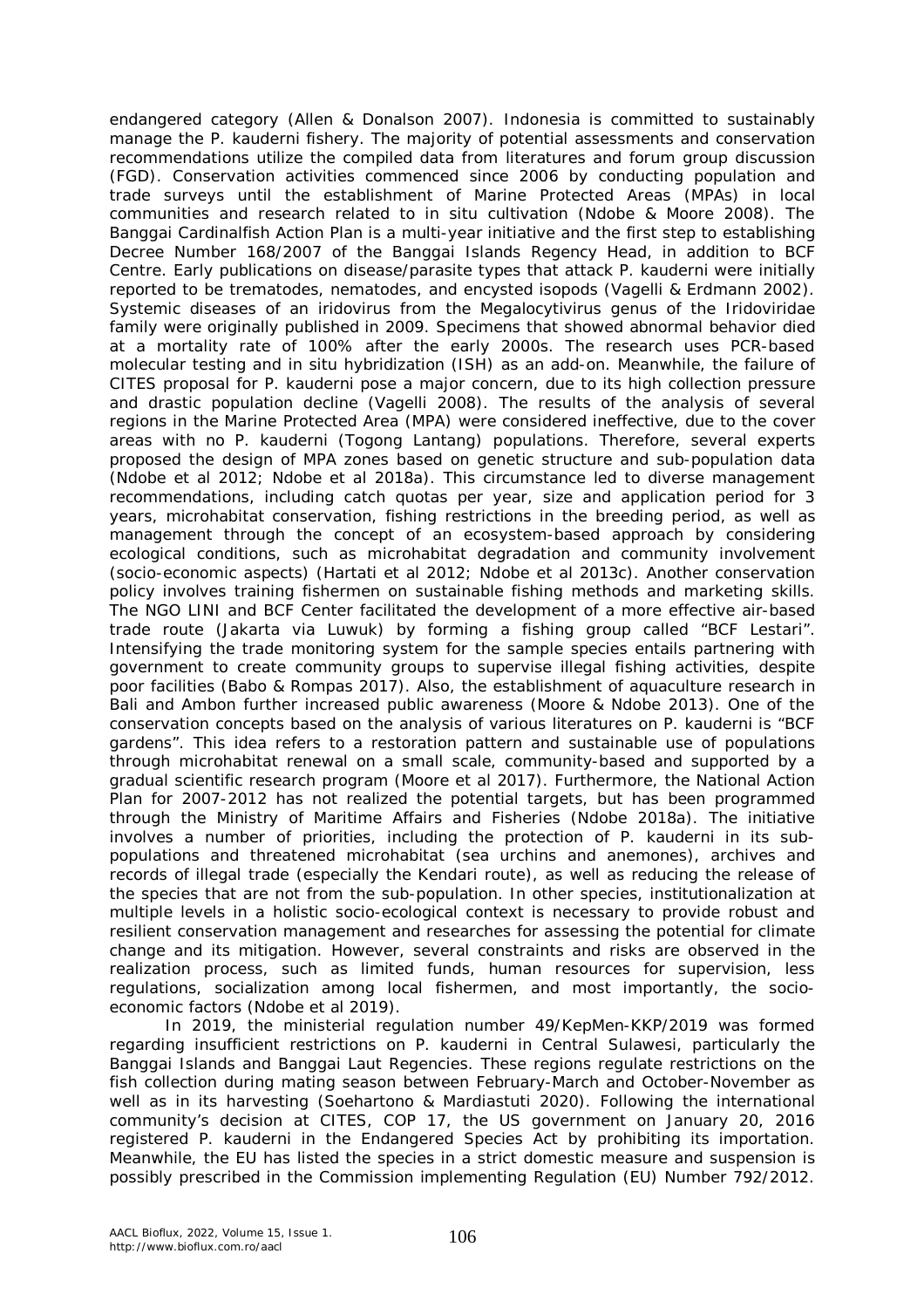endangered category (Allen & Donalson 2007). Indonesia is committed to sustainably manage the *P. kauderni* fishery. The majority of potential assessments and conservation recommendations utilize the compiled data from literatures and forum group discussion (FGD). Conservation activities commenced since 2006 by conducting population and trade surveys until the establishment of Marine Protected Areas (MPAs) in local communities and research related to in situ cultivation (Ndobe & Moore 2008). The Banggai Cardinalfish Action Plan is a multi-year initiative and the first step to establishing Decree Number 168/2007 of the Banggai Islands Regency Head, in addition to BCF Centre. Early publications on disease/parasite types that attack *P. kauderni* were initially reported to be trematodes, nematodes, and encysted isopods (Vagelli & Erdmann 2002). Systemic diseases of an iridovirus from the Megalocytivirus genus of the Iridoviridae family were originally published in 2009. Specimens that showed abnormal behavior died at a mortality rate of 100% after the early 2000s. The research uses PCR-based molecular testing and in situ hybridization (ISH) as an add-on. Meanwhile, the failure of CITES proposal for *P. kauderni* pose a major concern, due to its high collection pressure and drastic population decline (Vagelli 2008). The results of the analysis of several regions in the Marine Protected Area (MPA) were considered ineffective, due to the cover areas with no *P. kauderni* (Togong Lantang) populations. Therefore, several experts proposed the design of MPA zones based on genetic structure and sub-population data (Ndobe et al 2012; Ndobe et al 2018a). This circumstance led to diverse management recommendations, including catch quotas per year, size and application period for 3 years, microhabitat conservation, fishing restrictions in the breeding period, as well as management through the concept of an ecosystem-based approach by considering ecological conditions, such as microhabitat degradation and community involvement (socio-economic aspects) (Hartati et al 2012; Ndobe et al 2013c). Another conservation policy involves training fishermen on sustainable fishing methods and marketing skills. The NGO LINI and BCF Center facilitated the development of a more effective air-based trade route (Jakarta via Luwuk) by forming a fishing group called "BCF Lestari". Intensifying the trade monitoring system for the sample species entails partnering with government to create community groups to supervise illegal fishing activities, despite poor facilities (Babo & Rompas 2017). Also, the establishment of aquaculture research in Bali and Ambon further increased public awareness (Moore & Ndobe 2013). One of the conservation concepts based on the analysis of various literatures on *P. kauderni* is "BCF gardens". This idea refers to a restoration pattern and sustainable use of populations through microhabitat renewal on a small scale, community-based and supported by a gradual scientific research program (Moore et al 2017). Furthermore, the National Action Plan for 2007-2012 has not realized the potential targets, but has been programmed through the Ministry of Maritime Affairs and Fisheries (Ndobe 2018a). The initiative involves a number of priorities, including the protection of *P. kauderni* in its sub-populations and threatened microhabitat (sea urchins and anemones), archives and records of illegal trade (especially the Kendari route), as well as reducing the release of the species that are not from the sub-population. In other species, institutionalization at multiple levels in a holistic socio-ecological context is necessary to provide robust and resilient conservation management and researches for assessing the potential for climate change and its mitigation. However, several constraints and risks are observed in the realization process, such as limited funds, human resources for supervision, less regulations, socialization among local fishermen, and most importantly, the socio-economic factors (Ndobe et al 2019).

In 2019, the ministerial regulation number 49/KepMen-KKP/2019 was formed regarding insufficient restrictions on *P. kauderni* in Central Sulawesi, particularly the Banggai Islands and Banggai Laut Regencies. These regions regulate restrictions on the fish collection during mating season between February-March and October-November as well as in its harvesting (Soehartono & Mardiastuti 2020). Following the international community's decision at CITES, COP 17, the US government on January 20, 2016 registered *P. kauderni* in the Endangered Species Act by prohibiting its importation. Meanwhile, the EU has listed the species in a strict domestic measure and suspension is possibly prescribed in the Commission implementing Regulation (EU) Number 792/2012.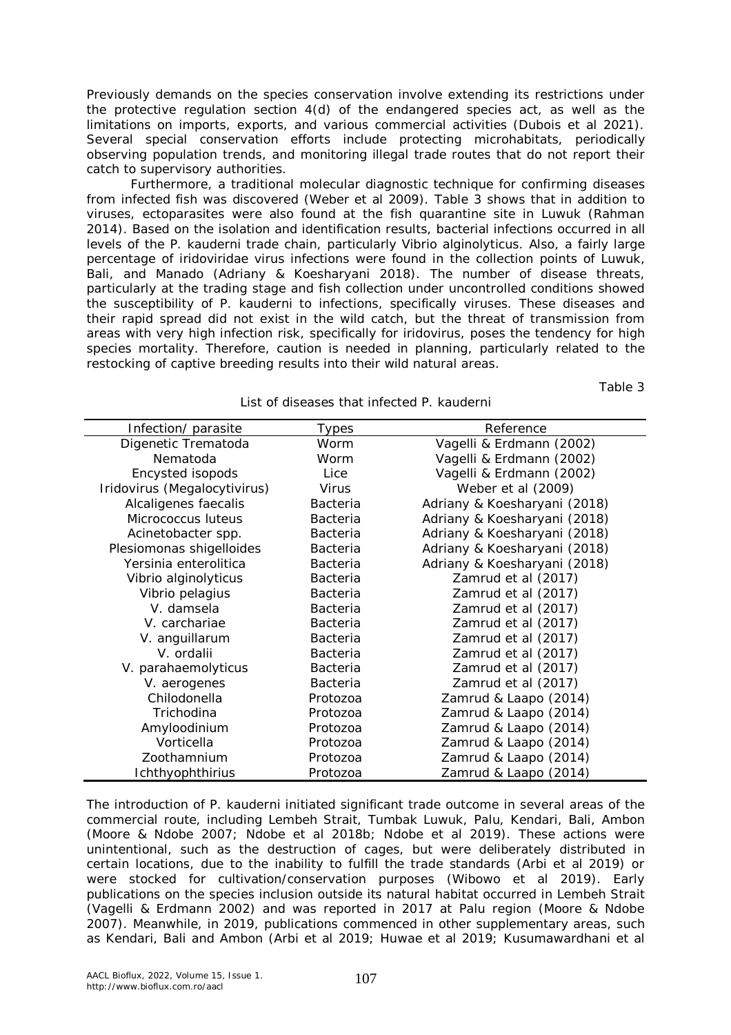Previously demands on the species conservation involve extending its restrictions under the protective regulation section 4(d) of the endangered species act, as well as the limitations on imports, exports, and various commercial activities (Dubois et al 2021). Several special conservation efforts include protecting microhabitats, periodically observing population trends, and monitoring illegal trade routes that do not report their catch to supervisory authorities.

Furthermore, a traditional molecular diagnostic technique for confirming diseases from infected fish was discovered (Weber et al 2009). Table 3 shows that in addition to viruses, ectoparasites were also found at the fish quarantine site in Luwuk (Rahman 2014). Based on the isolation and identification results, bacterial infections occurred in all levels of the *P. kauderni* trade chain, particularly *Vibrio alginolyticus*. Also, a fairly large percentage of iridoviridae virus infections were found in the collection points of Luwuk, Bali, and Manado (Adriany & Koesharyani 2018). The number of disease threats, particularly at the trading stage and fish collection under uncontrolled conditions showed the susceptibility of *P. kauderni* to infections, specifically viruses. These diseases and their rapid spread did not exist in the wild catch, but the threat of transmission from areas with very high infection risk, specifically for iridovirus, poses the tendency for high species mortality. Therefore, caution is needed in planning, particularly related to the restocking of captive breeding results into their wild natural areas.

Table 3

List of diseases that infected *P. kauderni*

| Infection/ parasite | Types | Reference |
|---|---|---|
| Digenetic Trematoda | Worm | Vagelli & Erdmann (2002) |
| Nematoda | Worm | Vagelli & Erdmann (2002) |
| Encysted isopods | Lice | Vagelli & Erdmann (2002) |
| Iridovirus (Megalocytivirus) | Virus | Weber et al (2009) |
| *Alcaligenes faecalis* | Bacteria | Adriany & Koesharyani (2018) |
| *Micrococcus luteus* | Bacteria | Adriany & Koesharyani (2018) |
| *Acinetobacter* spp. | Bacteria | Adriany & Koesharyani (2018) |
| *Plesiomonas shigelloides* | Bacteria | Adriany & Koesharyani (2018) |
| *Yersinia enterolitica* | Bacteria | Adriany & Koesharyani (2018) |
| *Vibrio alginolyticus* | Bacteria | Zamrud et al (2017) |
| *Vibrio pelagius* | Bacteria | Zamrud et al (2017) |
| *V. damsela* | Bacteria | Zamrud et al (2017) |
| *V. carchariae* | Bacteria | Zamrud et al (2017) |
| *V. anguillarum* | Bacteria | Zamrud et al (2017) |
| *V. ordalii* | Bacteria | Zamrud et al (2017) |
| *V. parahaemolyticus* | Bacteria | Zamrud et al (2017) |
| *V. aerogenes* | Bacteria | Zamrud et al (2017) |
| *Chilodonella* | Protozoa | Zamrud & Laapo (2014) |
| *Trichodina* | Protozoa | Zamrud & Laapo (2014) |
| *Amyloodinium* | Protozoa | Zamrud & Laapo (2014) |
| *Vorticella* | Protozoa | Zamrud & Laapo (2014) |
| *Zoothamnium* | Protozoa | Zamrud & Laapo (2014) |
| *Ichthyophthirius* | Protozoa | Zamrud & Laapo (2014) |

The introduction of *P. kauderni* initiated significant trade outcome in several areas of the commercial route, including Lembeh Strait, Tumbak Luwuk, Palu, Kendari, Bali, Ambon (Moore & Ndobe 2007; Ndobe et al 2018b; Ndobe et al 2019). These actions were unintentional, such as the destruction of cages, but were deliberately distributed in certain locations, due to the inability to fulfill the trade standards (Arbi et al 2019) or were stocked for cultivation/conservation purposes (Wibowo et al 2019). Early publications on the species inclusion outside its natural habitat occurred in Lembeh Strait (Vagelli & Erdmann 2002) and was reported in 2017 at Palu region (Moore & Ndobe 2007). Meanwhile, in 2019, publications commenced in other supplementary areas, such as Kendari, Bali and Ambon (Arbi et al 2019; Huwae et al 2019; Kusumawardhani et al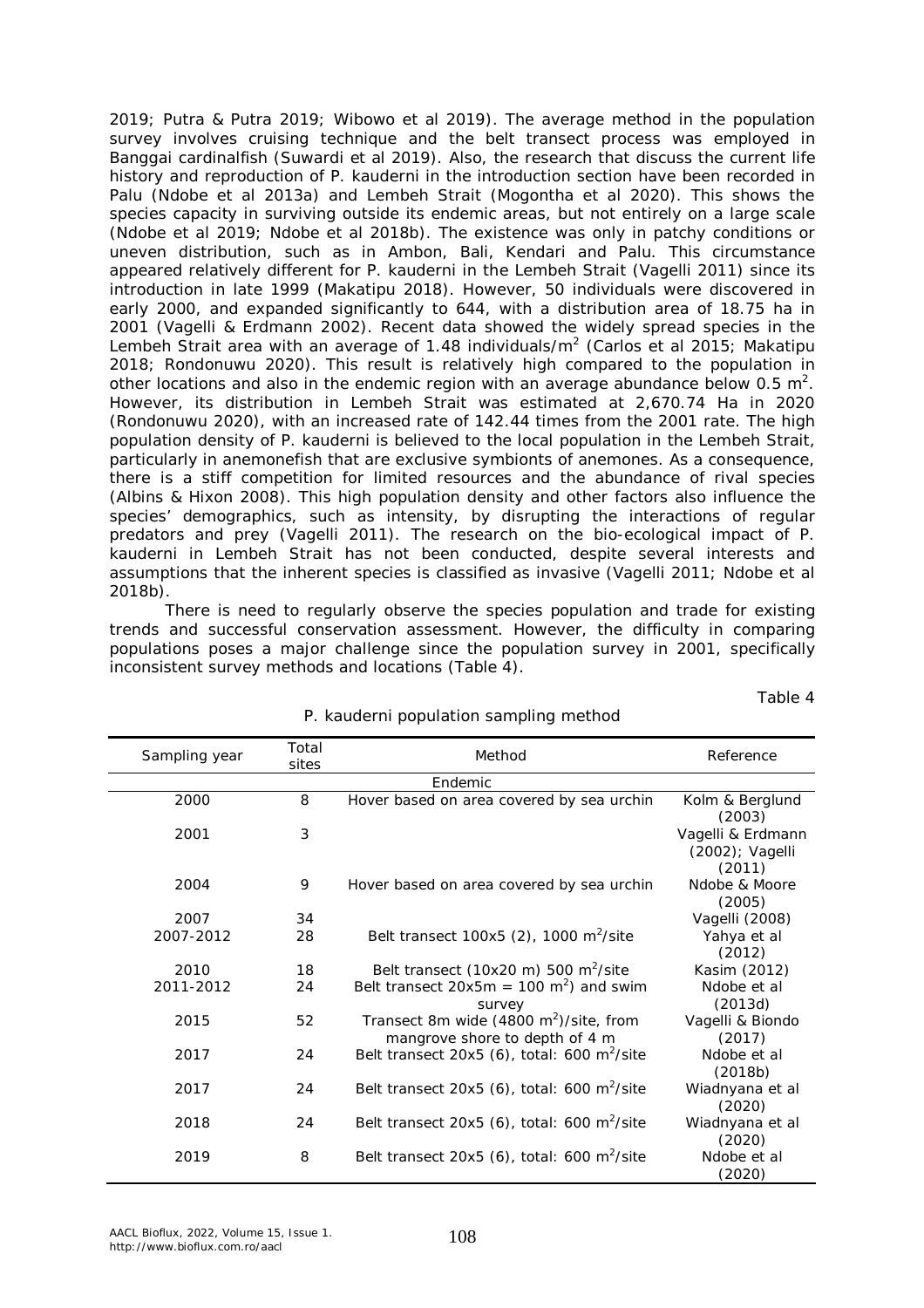2019; Putra & Putra 2019; Wibowo et al 2019). The average method in the population survey involves cruising technique and the belt transect process was employed in Banggai cardinalfish (Suwardi et al 2019). Also, the research that discuss the current life history and reproduction of P. kauderni in the introduction section have been recorded in Palu (Ndobe et al 2013a) and Lembeh Strait (Mogontha et al 2020). This shows the species capacity in surviving outside its endemic areas, but not entirely on a large scale (Ndobe et al 2019; Ndobe et al 2018b). The existence was only in patchy conditions or uneven distribution, such as in Ambon, Bali, Kendari and Palu. This circumstance appeared relatively different for P. kauderni in the Lembeh Strait (Vagelli 2011) since its introduction in late 1999 (Makatipu 2018). However, 50 individuals were discovered in early 2000, and expanded significantly to 644, with a distribution area of 18.75 ha in 2001 (Vagelli & Erdmann 2002). Recent data showed the widely spread species in the Lembeh Strait area with an average of 1.48 individuals/$m^2$ (Carlos et al 2015; Makatipu 2018; Rondonuwu 2020). This result is relatively high compared to the population in other locations and also in the endemic region with an average abundance below 0.5 $m^2$. However, its distribution in Lembeh Strait was estimated at 2,670.74 Ha in 2020 (Rondonuwu 2020), with an increased rate of 142.44 times from the 2001 rate. The high population density of P. kauderni is believed to the local population in the Lembeh Strait, particularly in anemonefish that are exclusive symbionts of anemones. As a consequence, there is a stiff competition for limited resources and the abundance of rival species (Albins & Hixon 2008). This high population density and other factors also influence the species' demographics, such as intensity, by disrupting the interactions of regular predators and prey (Vagelli 2011). The research on the bio-ecological impact of P. kauderni in Lembeh Strait has not been conducted, despite several interests and assumptions that the inherent species is classified as invasive (Vagelli 2011; Ndobe et al 2018b).

There is need to regularly observe the species population and trade for existing trends and successful conservation assessment. However, the difficulty in comparing populations poses a major challenge since the population survey in 2001, specifically inconsistent survey methods and locations (Table 4).

Table 4

P. kauderni population sampling method

| Sampling year | Total sites | Method | Reference |
|---|---|---|---|
| | | Endemic | |
| 2000 | 8 | Hover based on area covered by sea urchin | Kolm & Berglund (2003) |
| 2001 | 3 | | Vagelli & Erdmann (2002); Vagelli (2011) |
| 2004 | 9 | Hover based on area covered by sea urchin | Ndobe & Moore (2005) |
| 2007 | 34 | | Vagelli (2008) |
| 2007-2012 | 28 | Belt transect 100x5 (2), 1000 $m^2$/site | Yahya et al (2012) |
| 2010 | 18 | Belt transect (10x20 m) 500 $m^2$/site | Kasim (2012) |
| 2011-2012 | 24 | Belt transect 20x5m = 100 $m^2$) and swim survey | Ndobe et al (2013d) |
| 2015 | 52 | Transect 8m wide (4800 $m^2$)/site, from mangrove shore to depth of 4 m | Vagelli & Biondo (2017) |
| 2017 | 24 | Belt transect 20x5 (6), total: 600 $m^2$/site | Ndobe et al (2018b) |
| 2017 | 24 | Belt transect 20x5 (6), total: 600 $m^2$/site | Wiadnyana et al (2020) |
| 2018 | 24 | Belt transect 20x5 (6), total: 600 $m^2$/site | Wiadnyana et al (2020) |
| 2019 | 8 | Belt transect 20x5 (6), total: 600 $m^2$/site | Ndobe et al (2020) |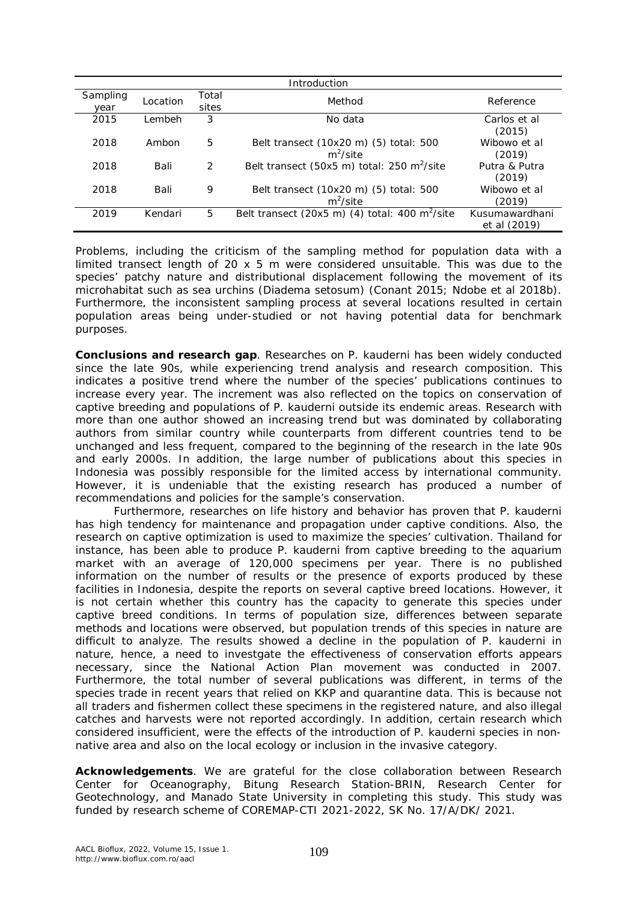| Introduction | | | | |
|---|---|---|---|---|
| Sampling year | Location | Total sites | Method | Reference |
| 2015 | Lembeh | 3 | No data | Carlos et al (2015) |
| 2018 | Ambon | 5 | Belt transect (10x20 m) (5) total: 500 $m^2$/site | Wibowo et al (2019) |
| 2018 | Bali | 2 | Belt transect (50x5 m) total: 250 $m^2$/site | Putra & Putra (2019) |
| 2018 | Bali | 9 | Belt transect (10x20 m) (5) total: 500 $m^2$/site | Wibowo et al (2019) |
| 2019 | Kendari | 5 | Belt transect (20x5 m) (4) total: 400 $m^2$/site | Kusumawardhani et al (2019) |

Problems, including the criticism of the sampling method for population data with a limited transect length of 20 x 5 m were considered unsuitable. This was due to the species' patchy nature and distributional displacement following the movement of its microhabitat such as sea urchins (*Diadema setosum*) (Conant 2015; Ndobe et al 2018b). Furthermore, the inconsistent sampling process at several locations resulted in certain population areas being under-studied or not having potential data for benchmark purposes.

**Conclusions and research gap**. Researches on *P. kauderni* has been widely conducted since the late 90s, while experiencing trend analysis and research composition. This indicates a positive trend where the number of the species' publications continues to increase every year. The increment was also reflected on the topics on conservation of captive breeding and populations of *P. kauderni* outside its endemic areas. Research with more than one author showed an increasing trend but was dominated by collaborating authors from similar country while counterparts from different countries tend to be unchanged and less frequent, compared to the beginning of the research in the late 90s and early 2000s. In addition, the large number of publications about this species in Indonesia was possibly responsible for the limited access by international community. However, it is undeniable that the existing research has produced a number of recommendations and policies for the sample's conservation.

Furthermore, researches on life history and behavior has proven that *P. kauderni* has high tendency for maintenance and propagation under captive conditions. Also, the research on captive optimization is used to maximize the species' cultivation. Thailand for instance, has been able to produce *P. kauderni* from captive breeding to the aquarium market with an average of 120,000 specimens per year. There is no published information on the number of results or the presence of exports produced by these facilities in Indonesia, despite the reports on several captive breed locations. However, it is not certain whether this country has the capacity to generate this species under captive breed conditions. In terms of population size, differences between separate methods and locations were observed, but population trends of this species in nature are difficult to analyze. The results showed a decline in the population of *P. kauderni* in nature, hence, a need to investgate the effectiveness of conservation efforts appears necessary, since the National Action Plan movement was conducted in 2007. Furthermore, the total number of several publications was different, in terms of the species trade in recent years that relied on KKP and quarantine data. This is because not all traders and fishermen collect these specimens in the registered nature, and also illegal catches and harvests were not reported accordingly. In addition, certain research which considered insufficient, were the effects of the introduction of *P. kauderni* species in non-native area and also on the local ecology or inclusion in the invasive category.

**Acknowledgements**. We are grateful for the close collaboration between Research Center for Oceanography, Bitung Research Station-BRIN, Research Center for Geotechnology, and Manado State University in completing this study. This study was funded by research scheme of COREMAP-CTI 2021-2022, SK No. 17/A/DK/ 2021.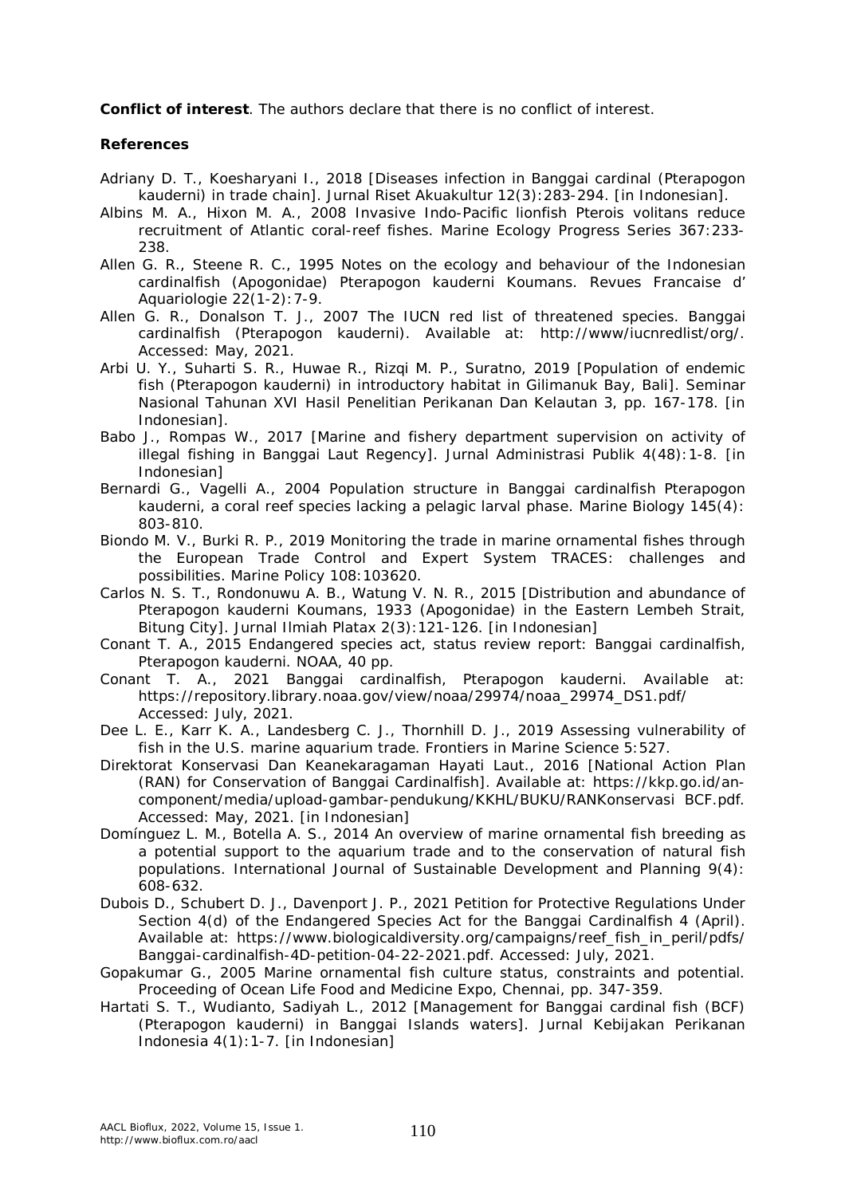**Conflict of interest**. The authors declare that there is no conflict of interest.

**References**

Adriany D. T., Koesharyani I., 2018 [Diseases infection in Banggai cardinal (*Pterapogon kauderni*) in trade chain]. Jurnal Riset Akuakultur 12(3):283-294. [in Indonesian].

Albins M. A., Hixon M. A., 2008 Invasive Indo-Pacific lionfish *Pterois volitans* reduce recruitment of Atlantic coral-reef fishes. Marine Ecology Progress Series 367:233-238.

Allen G. R., Steene R. C., 1995 Notes on the ecology and behaviour of the Indonesian cardinalfish (Apogonidae) *Pterapogon kauderni* Koumans. Revues Francaise d' Aquariologie 22(1-2):7-9.

Allen G. R., Donalson T. J., 2007 The IUCN red list of threatened species. Banggai cardinalfish (*Pterapogon kauderni*). Available at: http://www/iucnredlist/org/. Accessed: May, 2021.

Arbi U. Y., Suharti S. R., Huwae R., Rizqi M. P., Suratno, 2019 [Population of endemic fish (*Pterapogon kauderni*) in introductory habitat in Gilimanuk Bay, Bali]. Seminar Nasional Tahunan XVI Hasil Penelitian Perikanan Dan Kelautan 3, pp. 167-178. [in Indonesian].

Babo J., Rompas W., 2017 [Marine and fishery department supervision on activity of illegal fishing in Banggai Laut Regency]. Jurnal Administrasi Publik 4(48):1-8. [in Indonesian]

Bernardi G., Vagelli A., 2004 Population structure in Banggai cardinalfish *Pterapogon kauderni*, a coral reef species lacking a pelagic larval phase. Marine Biology 145(4): 803-810.

Biondo M. V., Burki R. P., 2019 Monitoring the trade in marine ornamental fishes through the European Trade Control and Expert System TRACES: challenges and possibilities. Marine Policy 108:103620.

Carlos N. S. T., Rondonuwu A. B., Watung V. N. R., 2015 [Distribution and abundance of *Pterapogon kauderni* Koumans, 1933 (Apogonidae) in the Eastern Lembeh Strait, Bitung City]. Jurnal Ilmiah Platax 2(3):121-126. [in Indonesian]

Conant T. A., 2015 Endangered species act, status review report: Banggai cardinalfish, *Pterapogon kauderni*. NOAA, 40 pp.

Conant T. A., 2021 Banggai cardinalfish, *Pterapogon kauderni*. Available at: https://repository.library.noaa.gov/view/noaa/29974/noaa_29974_DS1.pdf/ Accessed: July, 2021.

Dee L. E., Karr K. A., Landesberg C. J., Thornhill D. J., 2019 Assessing vulnerability of fish in the U.S. marine aquarium trade. Frontiers in Marine Science 5:527.

Direktorat Konservasi Dan Keanekaragaman Hayati Laut., 2016 [National Action Plan (RAN) for Conservation of Banggai Cardinalfish]. Available at: https://kkp.go.id/an-component/media/upload-gambar-pendukung/KKHL/BUKU/RANKonservasi BCF.pdf. Accessed: May, 2021. [in Indonesian]

Domínguez L. M., Botella A. S., 2014 An overview of marine ornamental fish breeding as a potential support to the aquarium trade and to the conservation of natural fish populations. International Journal of Sustainable Development and Planning 9(4): 608-632.

Dubois D., Schubert D. J., Davenport J. P., 2021 Petition for Protective Regulations Under Section 4(d) of the Endangered Species Act for the Banggai Cardinalfish 4 (April). Available at: https://www.biologicaldiversity.org/campaigns/reef_fish_in_peril/pdfs/ Banggai-cardinalfish-4D-petition-04-22-2021.pdf. Accessed: July, 2021.

Gopakumar G., 2005 Marine ornamental fish culture status, constraints and potential. Proceeding of Ocean Life Food and Medicine Expo, Chennai, pp. 347-359.

Hartati S. T., Wudianto, Sadiyah L., 2012 [Management for Banggai cardinal fish (BCF) (*Pterapogon kauderni*) in Banggai Islands waters]. Jurnal Kebijakan Perikanan Indonesia 4(1):1-7. [in Indonesian]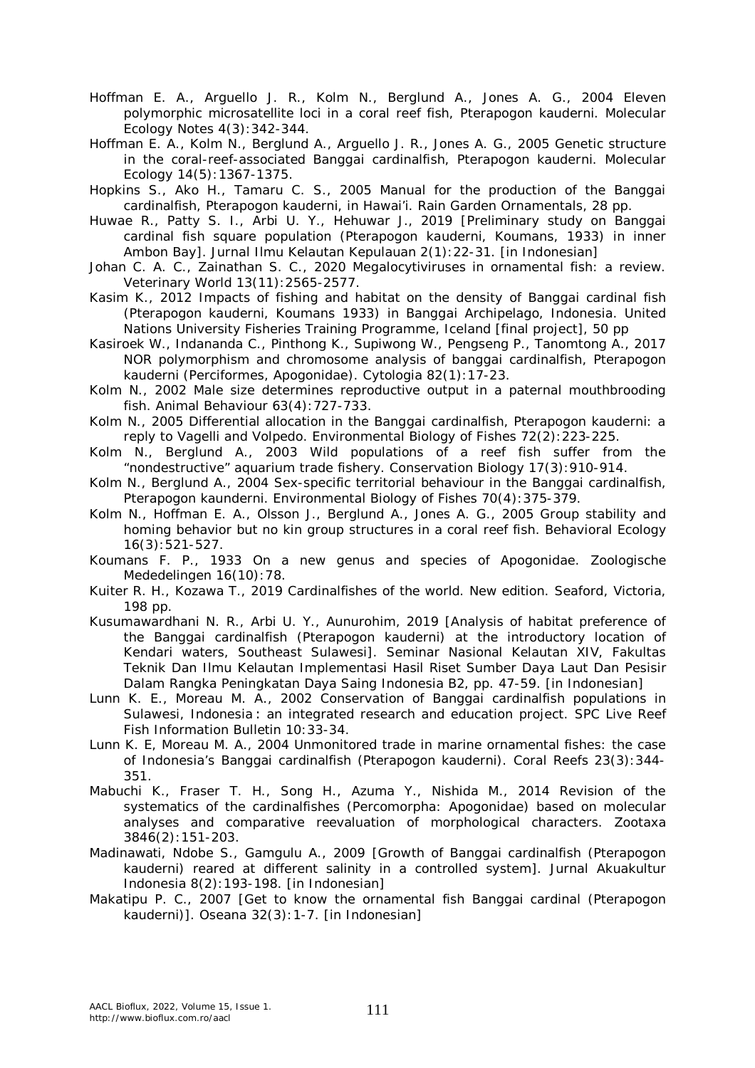Hoffman E. A., Arguello J. R., Kolm N., Berglund A., Jones A. G., 2004 Eleven polymorphic microsatellite loci in a coral reef fish, Pterapogon kauderni. Molecular Ecology Notes 4(3):342-344.

Hoffman E. A., Kolm N., Berglund A., Arguello J. R., Jones A. G., 2005 Genetic structure in the coral-reef-associated Banggai cardinalfish, Pterapogon kauderni. Molecular Ecology 14(5):1367-1375.

Hopkins S., Ako H., Tamaru C. S., 2005 Manual for the production of the Banggai cardinalfish, Pterapogon kauderni, in Hawai'i. Rain Garden Ornamentals, 28 pp.

Huwae R., Patty S. I., Arbi U. Y., Hehuwar J., 2019 [Preliminary study on Banggai cardinal fish square population (Pterapogon kauderni, Koumans, 1933) in inner Ambon Bay]. Jurnal Ilmu Kelautan Kepulauan 2(1):22-31. [in Indonesian]

Johan C. A. C., Zainathan S. C., 2020 Megalocytiviruses in ornamental fish: a review. Veterinary World 13(11):2565-2577.

Kasim K., 2012 Impacts of fishing and habitat on the density of Banggai cardinal fish (Pterapogon kauderni, Koumans 1933) in Banggai Archipelago, Indonesia. United Nations University Fisheries Training Programme, Iceland [final project], 50 pp

Kasiroek W., Indananda C., Pinthong K., Supiwong W., Pengseng P., Tanomtong A., 2017 NOR polymorphism and chromosome analysis of banggai cardinalfish, Pterapogon kauderni (Perciformes, Apogonidae). Cytologia 82(1):17-23.

Kolm N., 2002 Male size determines reproductive output in a paternal mouthbrooding fish. Animal Behaviour 63(4):727-733.

Kolm N., 2005 Differential allocation in the Banggai cardinalfish, Pterapogon kauderni: a reply to Vagelli and Volpedo. Environmental Biology of Fishes 72(2):223-225.

Kolm N., Berglund A., 2003 Wild populations of a reef fish suffer from the "nondestructive" aquarium trade fishery. Conservation Biology 17(3):910-914.

Kolm N., Berglund A., 2004 Sex-specific territorial behaviour in the Banggai cardinalfish, Pterapogon kaunderni. Environmental Biology of Fishes 70(4):375-379.

Kolm N., Hoffman E. A., Olsson J., Berglund A., Jones A. G., 2005 Group stability and homing behavior but no kin group structures in a coral reef fish. Behavioral Ecology 16(3):521-527.

Koumans F. P., 1933 On a new genus and species of Apogonidae. Zoologische Mededelingen 16(10):78.

Kuiter R. H., Kozawa T., 2019 Cardinalfishes of the world. New edition. Seaford, Victoria, 198 pp.

Kusumawardhani N. R., Arbi U. Y., Aunurohim, 2019 [Analysis of habitat preference of the Banggai cardinalfish (Pterapogon kauderni) at the introductory location of Kendari waters, Southeast Sulawesi]. Seminar Nasional Kelautan XIV, Fakultas Teknik Dan Ilmu Kelautan Implementasi Hasil Riset Sumber Daya Laut Dan Pesisir Dalam Rangka Peningkatan Daya Saing Indonesia B2, pp. 47-59. [in Indonesian]

Lunn K. E., Moreau M. A., 2002 Conservation of Banggai cardinalfish populations in Sulawesi, Indonesia : an integrated research and education project. SPC Live Reef Fish Information Bulletin 10:33-34.

Lunn K. E, Moreau M. A., 2004 Unmonitored trade in marine ornamental fishes: the case of Indonesia's Banggai cardinalfish (Pterapogon kauderni). Coral Reefs 23(3):344-351.

Mabuchi K., Fraser T. H., Song H., Azuma Y., Nishida M., 2014 Revision of the systematics of the cardinalfishes (Percomorpha: Apogonidae) based on molecular analyses and comparative reevaluation of morphological characters. Zootaxa 3846(2):151-203.

Madinawati, Ndobe S., Gamgulu A., 2009 [Growth of Banggai cardinalfish (Pterapogon kauderni) reared at different salinity in a controlled system]. Jurnal Akuakultur Indonesia 8(2):193-198. [in Indonesian]

Makatipu P. C., 2007 [Get to know the ornamental fish Banggai cardinal (Pterapogon kauderni)]. Oseana 32(3):1-7. [in Indonesian]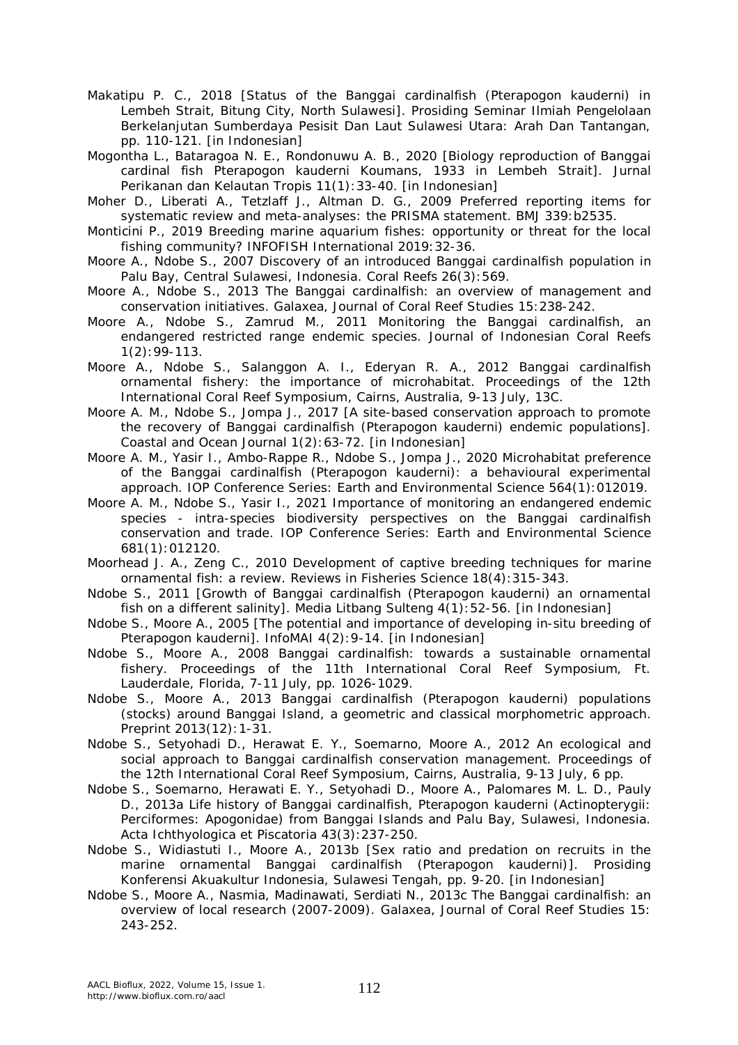Makatipu P. C., 2018 [Status of the Banggai cardinalfish (*Pterapogon kauderni*) in Lembeh Strait, Bitung City, North Sulawesi]. Prosiding Seminar Ilmiah Pengelolaan Berkelanjutan Sumberdaya Pesisit Dan Laut Sulawesi Utara: Arah Dan Tantangan, pp. 110-121. [in Indonesian]

Mogontha L., Bataragoa N. E., Rondonuwu A. B., 2020 [Biology reproduction of Banggai cardinal fish *Pterapogon kauderni* Koumans, 1933 in Lembeh Strait]. Jurnal Perikanan dan Kelautan Tropis 11(1):33-40. [in Indonesian]

Moher D., Liberati A., Tetzlaff J., Altman D. G., 2009 Preferred reporting items for systematic review and meta-analyses: the PRISMA statement. BMJ 339:b2535.

Monticini P., 2019 Breeding marine aquarium fishes: opportunity or threat for the local fishing community? INFOFISH International 2019:32-36.

Moore A., Ndobe S., 2007 Discovery of an introduced Banggai cardinalfish population in Palu Bay, Central Sulawesi, Indonesia. Coral Reefs 26(3):569.

Moore A., Ndobe S., 2013 The Banggai cardinalfish: an overview of management and conservation initiatives. Galaxea, Journal of Coral Reef Studies 15:238-242.

Moore A., Ndobe S., Zamrud M., 2011 Monitoring the Banggai cardinalfish, an endangered restricted range endemic species. Journal of Indonesian Coral Reefs 1(2):99-113.

Moore A., Ndobe S., Salanggon A. I., Ederyan R. A., 2012 Banggai cardinalfish ornamental fishery: the importance of microhabitat. Proceedings of the 12th International Coral Reef Symposium, Cairns, Australia, 9-13 July, 13C.

Moore A. M., Ndobe S., Jompa J., 2017 [A site-based conservation approach to promote the recovery of Banggai cardinalfish (*Pterapogon kauderni*) endemic populations]. Coastal and Ocean Journal 1(2):63-72. [in Indonesian]

Moore A. M., Yasir I., Ambo-Rappe R., Ndobe S., Jompa J., 2020 Microhabitat preference of the Banggai cardinalfish (*Pterapogon kauderni*): a behavioural experimental approach. IOP Conference Series: Earth and Environmental Science 564(1):012019.

Moore A. M., Ndobe S., Yasir I., 2021 Importance of monitoring an endangered endemic species - intra-species biodiversity perspectives on the Banggai cardinalfish conservation and trade. IOP Conference Series: Earth and Environmental Science 681(1):012120.

Moorhead J. A., Zeng C., 2010 Development of captive breeding techniques for marine ornamental fish: a review. Reviews in Fisheries Science 18(4):315-343.

Ndobe S., 2011 [Growth of Banggai cardinalfish (*Pterapogon kauderni*) an ornamental fish on a different salinity]. Media Litbang Sulteng 4(1):52-56. [in Indonesian]

Ndobe S., Moore A., 2005 [The potential and importance of developing in-situ breeding of *Pterapogon kauderni*]. InfoMAI 4(2):9-14. [in Indonesian]

Ndobe S., Moore A., 2008 Banggai cardinalfish: towards a sustainable ornamental fishery. Proceedings of the 11th International Coral Reef Symposium, Ft. Lauderdale, Florida, 7-11 July, pp. 1026-1029.

Ndobe S., Moore A., 2013 Banggai cardinalfish (*Pterapogon kauderni*) populations (stocks) around Banggai Island, a geometric and classical morphometric approach. Preprint 2013(12):1-31.

Ndobe S., Setyohadi D., Herawat E. Y., Soemarno, Moore A., 2012 An ecological and social approach to Banggai cardinalfish conservation management. Proceedings of the 12th International Coral Reef Symposium, Cairns, Australia, 9-13 July, 6 pp.

Ndobe S., Soemarno, Herawati E. Y., Setyohadi D., Moore A., Palomares M. L. D., Pauly D., 2013a Life history of Banggai cardinalfish, *Pterapogon kauderni* (Actinopterygii: Perciformes: Apogonidae) from Banggai Islands and Palu Bay, Sulawesi, Indonesia. Acta Ichthyologica et Piscatoria 43(3):237-250.

Ndobe S., Widiastuti I., Moore A., 2013b [Sex ratio and predation on recruits in the marine ornamental Banggai cardinalfish (*Pterapogon kauderni*)]. Prosiding Konferensi Akuakultur Indonesia, Sulawesi Tengah, pp. 9-20. [in Indonesian]

Ndobe S., Moore A., Nasmia, Madinawati, Serdiati N., 2013c The Banggai cardinalfish: an overview of local research (2007-2009). Galaxea, Journal of Coral Reef Studies 15: 243-252.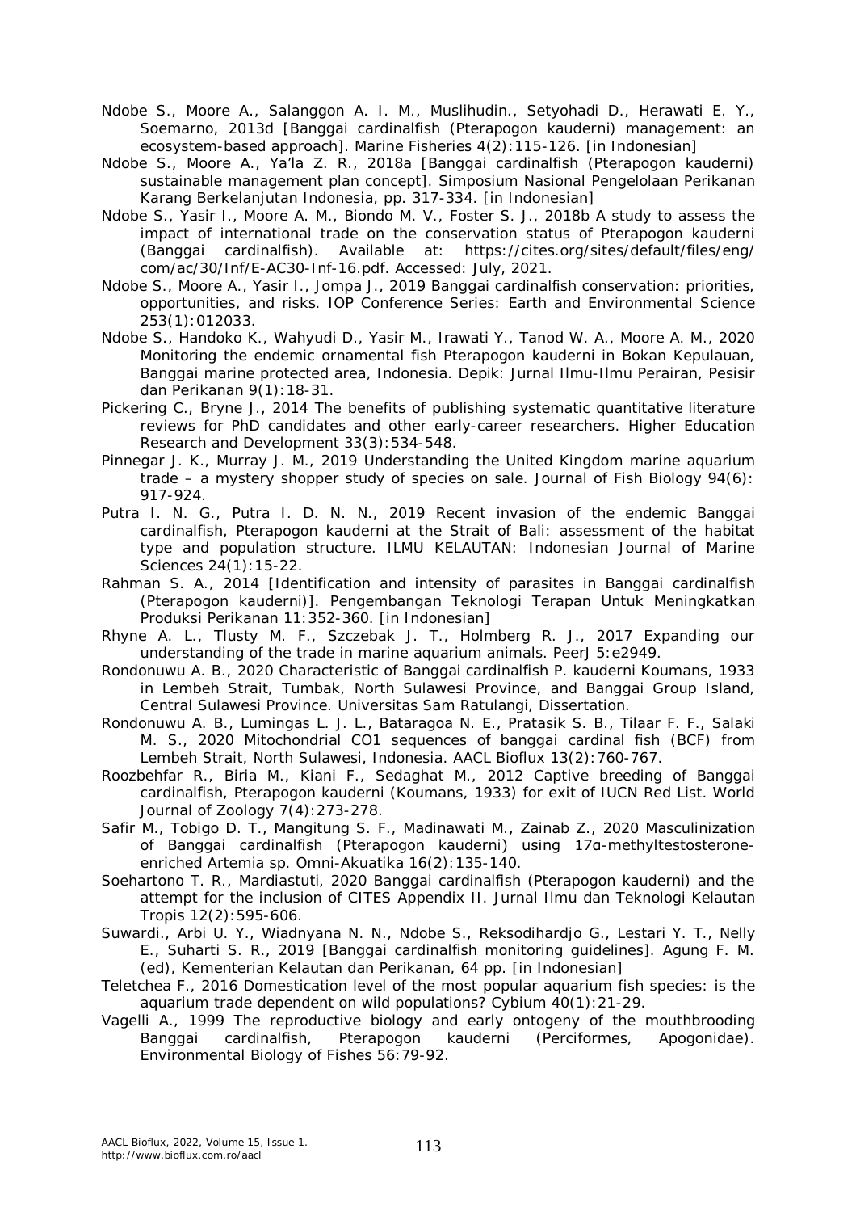Ndobe S., Moore A., Salanggon A. I. M., Muslihudin., Setyohadi D., Herawati E. Y., Soemarno, 2013d [Banggai cardinalfish (Pterapogon kauderni) management: an ecosystem-based approach]. Marine Fisheries 4(2):115-126. [in Indonesian]

Ndobe S., Moore A., Ya'la Z. R., 2018a [Banggai cardinalfish (Pterapogon kauderni) sustainable management plan concept]. Simposium Nasional Pengelolaan Perikanan Karang Berkelanjutan Indonesia, pp. 317-334. [in Indonesian]

Ndobe S., Yasir I., Moore A. M., Biondo M. V., Foster S. J., 2018b A study to assess the impact of international trade on the conservation status of Pterapogon kauderni (Banggai cardinalfish). Available at: https://cites.org/sites/default/files/eng/com/ac/30/Inf/E-AC30-Inf-16.pdf. Accessed: July, 2021.

Ndobe S., Moore A., Yasir I., Jompa J., 2019 Banggai cardinalfish conservation: priorities, opportunities, and risks. IOP Conference Series: Earth and Environmental Science 253(1):012033.

Ndobe S., Handoko K., Wahyudi D., Yasir M., Irawati Y., Tanod W. A., Moore A. M., 2020 Monitoring the endemic ornamental fish Pterapogon kauderni in Bokan Kepulauan, Banggai marine protected area, Indonesia. Depik: Jurnal Ilmu-Ilmu Perairan, Pesisir dan Perikanan 9(1):18-31.

Pickering C., Bryne J., 2014 The benefits of publishing systematic quantitative literature reviews for PhD candidates and other early-career researchers. Higher Education Research and Development 33(3):534-548.

Pinnegar J. K., Murray J. M., 2019 Understanding the United Kingdom marine aquarium trade – a mystery shopper study of species on sale. Journal of Fish Biology 94(6): 917-924.

Putra I. N. G., Putra I. D. N. N., 2019 Recent invasion of the endemic Banggai cardinalfish, Pterapogon kauderni at the Strait of Bali: assessment of the habitat type and population structure. ILMU KELAUTAN: Indonesian Journal of Marine Sciences 24(1):15-22.

Rahman S. A., 2014 [Identification and intensity of parasites in Banggai cardinalfish (Pterapogon kauderni)]. Pengembangan Teknologi Terapan Untuk Meningkatkan Produksi Perikanan 11:352-360. [in Indonesian]

Rhyne A. L., Tlusty M. F., Szczebak J. T., Holmberg R. J., 2017 Expanding our understanding of the trade in marine aquarium animals. PeerJ 5:e2949.

Rondonuwu A. B., 2020 Characteristic of Banggai cardinalfish P. kauderni Koumans, 1933 in Lembeh Strait, Tumbak, North Sulawesi Province, and Banggai Group Island, Central Sulawesi Province. Universitas Sam Ratulangi, Dissertation.

Rondonuwu A. B., Lumingas L. J. L., Bataragoa N. E., Pratasik S. B., Tilaar F. F., Salaki M. S., 2020 Mitochondrial CO1 sequences of banggai cardinal fish (BCF) from Lembeh Strait, North Sulawesi, Indonesia. AACL Bioflux 13(2):760-767.

Roozbehfar R., Biria M., Kiani F., Sedaghat M., 2012 Captive breeding of Banggai cardinalfish, Pterapogon kauderni (Koumans, 1933) for exit of IUCN Red List. World Journal of Zoology 7(4):273-278.

Safir M., Tobigo D. T., Mangitung S. F., Madinawati M., Zainab Z., 2020 Masculinization of Banggai cardinalfish (Pterapogon kauderni) using 17α-methyltestosterone-enriched Artemia sp. Omni-Akuatika 16(2):135-140.

Soehartono T. R., Mardiastuti, 2020 Banggai cardinalfish (Pterapogon kauderni) and the attempt for the inclusion of CITES Appendix II. Jurnal Ilmu dan Teknologi Kelautan Tropis 12(2):595-606.

Suwardi., Arbi U. Y., Wiadnyana N. N., Ndobe S., Reksodihardjo G., Lestari Y. T., Nelly E., Suharti S. R., 2019 [Banggai cardinalfish monitoring guidelines]. Agung F. M. (ed), Kementerian Kelautan dan Perikanan, 64 pp. [in Indonesian]

Teletchea F., 2016 Domestication level of the most popular aquarium fish species: is the aquarium trade dependent on wild populations? Cybium 40(1):21-29.

Vagelli A., 1999 The reproductive biology and early ontogeny of the mouthbrooding Banggai cardinalfish, Pterapogon kauderni (Perciformes, Apogonidae). Environmental Biology of Fishes 56:79-92.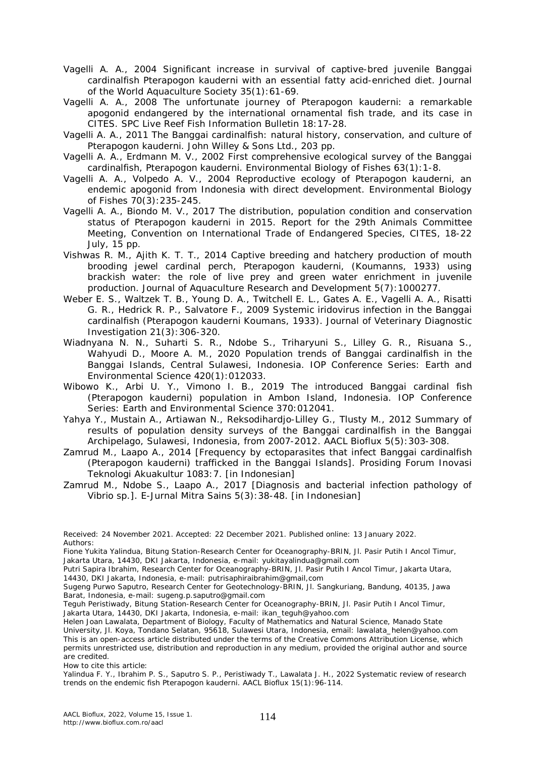Vagelli A. A., 2004 Significant increase in survival of captive-bred juvenile Banggai cardinalfish Pterapogon kauderni with an essential fatty acid-enriched diet. Journal of the World Aquaculture Society 35(1):61-69.

Vagelli A. A., 2008 The unfortunate journey of Pterapogon kauderni: a remarkable apogonid endangered by the international ornamental fish trade, and its case in CITES. SPC Live Reef Fish Information Bulletin 18:17-28.

Vagelli A. A., 2011 The Banggai cardinalfish: natural history, conservation, and culture of Pterapogon kauderni. John Willey & Sons Ltd., 203 pp.

Vagelli A. A., Erdmann M. V., 2002 First comprehensive ecological survey of the Banggai cardinalfish, Pterapogon kauderni. Environmental Biology of Fishes 63(1):1-8.

Vagelli A. A., Volpedo A. V., 2004 Reproductive ecology of Pterapogon kauderni, an endemic apogonid from Indonesia with direct development. Environmental Biology of Fishes 70(3):235-245.

Vagelli A. A., Biondo M. V., 2017 The distribution, population condition and conservation status of Pterapogon kauderni in 2015. Report for the 29th Animals Committee Meeting, Convention on International Trade of Endangered Species, CITES, 18-22 July, 15 pp.

Vishwas R. M., Ajith K. T. T., 2014 Captive breeding and hatchery production of mouth brooding jewel cardinal perch, Pterapogon kauderni, (Koumanns, 1933) using brackish water: the role of live prey and green water enrichment in juvenile production. Journal of Aquaculture Research and Development 5(7):1000277.

Weber E. S., Waltzek T. B., Young D. A., Twitchell E. L., Gates A. E., Vagelli A. A., Risatti G. R., Hedrick R. P., Salvatore F., 2009 Systemic iridovirus infection in the Banggai cardinalfish (Pterapogon kauderni Koumans, 1933). Journal of Veterinary Diagnostic Investigation 21(3):306-320.

Wiadnyana N. N., Suharti S. R., Ndobe S., Triharyuni S., Lilley G. R., Risuana S., Wahyudi D., Moore A. M., 2020 Population trends of Banggai cardinalfish in the Banggai Islands, Central Sulawesi, Indonesia. IOP Conference Series: Earth and Environmental Science 420(1):012033.

Wibowo K., Arbi U. Y., Vimono I. B., 2019 The introduced Banggai cardinal fish (Pterapogon kauderni) population in Ambon Island, Indonesia. IOP Conference Series: Earth and Environmental Science 370:012041.

Yahya Y., Mustain A., Artiawan N., Reksodihardjo-Lilley G., Tlusty M., 2012 Summary of results of population density surveys of the Banggai cardinalfish in the Banggai Archipelago, Sulawesi, Indonesia, from 2007-2012. AACL Bioflux 5(5):303-308.

Zamrud M., Laapo A., 2014 [Frequency by ectoparasites that infect Banggai cardinalfish (Pterapogon kauderni) trafficked in the Banggai Islands]. Prosiding Forum Inovasi Teknologi Akuakultur 1083:7. [in Indonesian]

Zamrud M., Ndobe S., Laapo A., 2017 [Diagnosis and bacterial infection pathology of Vibrio sp.]. E-Jurnal Mitra Sains 5(3):38-48. [in Indonesian]

Received: 24 November 2021. Accepted: 22 December 2021. Published online: 13 January 2022.

Authors:

Fione Yukita Yalindua, Bitung Station-Research Center for Oceanography-BRIN, Jl. Pasir Putih I Ancol Timur, Jakarta Utara, 14430, DKI Jakarta, Indonesia, e-mail: yukitayalindua@gmail.com

Putri Sapira Ibrahim, Research Center for Oceanography-BRIN, Jl. Pasir Putih I Ancol Timur, Jakarta Utara, 14430, DKI Jakarta, Indonesia, e-mail: putrisaphiraibrahim@gmail,com

Sugeng Purwo Saputro, Research Center for Geotechnology-BRIN, Jl. Sangkuriang, Bandung, 40135, Jawa Barat, Indonesia, e-mail: sugeng.p.saputro@gmail.com

Teguh Peristiwady, Bitung Station-Research Center for Oceanography-BRIN, Jl. Pasir Putih I Ancol Timur, Jakarta Utara, 14430, DKI Jakarta, Indonesia, e-mail: ikan_teguh@yahoo.com

Helen Joan Lawalata, Department of Biology, Faculty of Mathematics and Natural Science, Manado State University, Jl. Koya, Tondano Selatan, 95618, Sulawesi Utara, Indonesia, email: lawalata_helen@yahoo.com

This is an open-access article distributed under the terms of the Creative Commons Attribution License, which permits unrestricted use, distribution and reproduction in any medium, provided the original author and source are credited.

How to cite this article:

Yalindua F. Y., Ibrahim P. S., Saputro S. P., Peristiwady T., Lawalata J. H., 2022 Systematic review of research trends on the endemic fish Pterapogon kauderni. AACL Bioflux 15(1):96-114.